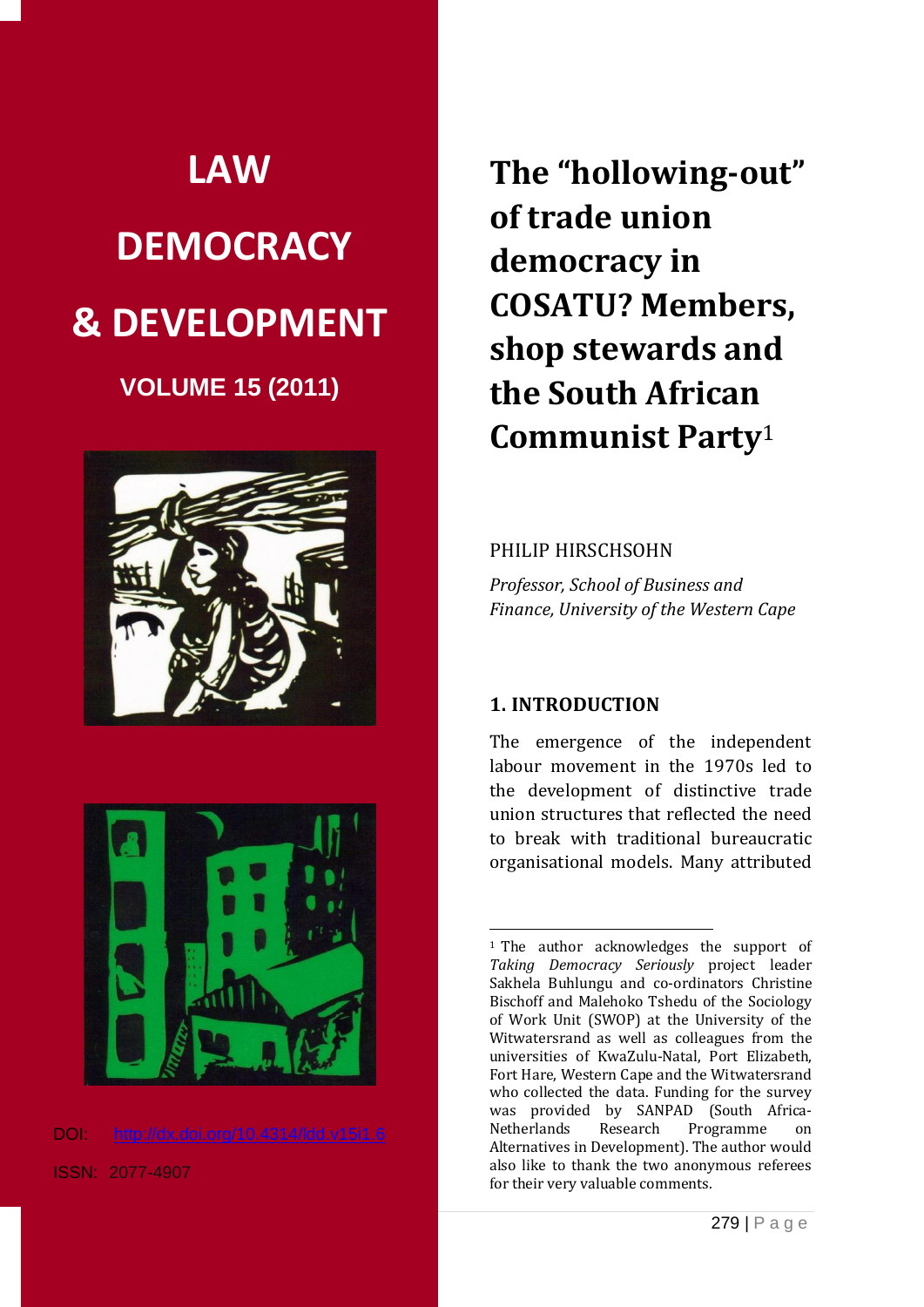# LAW DEMOCRACY & DEVELOPMENT

**VOLUME 15 (2011)**

DOI: http://dx.doi.org/10.4314/ldd.v15i1.6

ISSN: 2077-4907

# The "hollowing-out" of trade union democracy in COSATU? Members, shop stewards and the South African Communist Party[1]

PHILIP HIRSCHSOHN

*Professor, School of Business and Finance, University of the Western Cape*

## 1. INTRODUCTION

The emergence of the independent labour movement in the 1970s led to the development of distinctive trade union structures that reflected the need to break with traditional bureaucratic organisational models. Many attributed

[1] The author acknowledges the support of *Taking Democracy Seriously* project leader Sakhela Buhlungu and co-ordinators Christine Bischoff and Malehoko Tshedu of the Sociology of Work Unit (SWOP) at the University of the Witwatersrand as well as colleagues from the universities of KwaZulu-Natal, Port Elizabeth, Fort Hare, Western Cape and the Witwatersrand who collected the data. Funding for the survey was provided by SANPAD (South Africa-Netherlands Research Programme on Alternatives in Development). The author would also like to thank the two anonymous referees for their very valuable comments.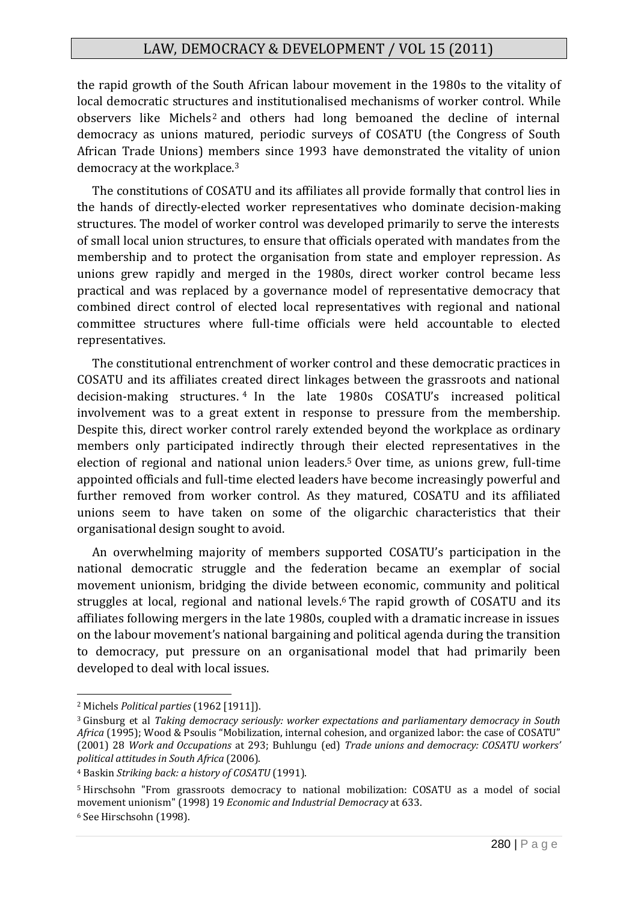the rapid growth of the South African labour movement in the 1980s to the vitality of local democratic structures and institutionalised mechanisms of worker control. While observers like Michels[2] and others had long bemoaned the decline of internal democracy as unions matured, periodic surveys of COSATU (the Congress of South African Trade Unions) members since 1993 have demonstrated the vitality of union democracy at the workplace.[3]

The constitutions of COSATU and its affiliates all provide formally that control lies in the hands of directly-elected worker representatives who dominate decision-making structures. The model of worker control was developed primarily to serve the interests of small local union structures, to ensure that officials operated with mandates from the membership and to protect the organisation from state and employer repression. As unions grew rapidly and merged in the 1980s, direct worker control became less practical and was replaced by a governance model of representative democracy that combined direct control of elected local representatives with regional and national committee structures where full-time officials were held accountable to elected representatives.

The constitutional entrenchment of worker control and these democratic practices in COSATU and its affiliates created direct linkages between the grassroots and national decision-making structures.[4] In the late 1980s COSATU's increased political involvement was to a great extent in response to pressure from the membership. Despite this, direct worker control rarely extended beyond the workplace as ordinary members only participated indirectly through their elected representatives in the election of regional and national union leaders.[5] Over time, as unions grew, full-time appointed officials and full-time elected leaders have become increasingly powerful and further removed from worker control. As they matured, COSATU and its affiliated unions seem to have taken on some of the oligarchic characteristics that their organisational design sought to avoid.

An overwhelming majority of members supported COSATU's participation in the national democratic struggle and the federation became an exemplar of social movement unionism, bridging the divide between economic, community and political struggles at local, regional and national levels.[6] The rapid growth of COSATU and its affiliates following mergers in the late 1980s, coupled with a dramatic increase in issues on the labour movement's national bargaining and political agenda during the transition to democracy, put pressure on an organisational model that had primarily been developed to deal with local issues.

---

[2] Michels *Political parties* (1962 [1911]).

[3] Ginsburg et al *Taking democracy seriously: worker expectations and parliamentary democracy in South Africa* (1995); Wood & Psoulis "Mobilization, internal cohesion, and organized labor: the case of COSATU" (2001) 28 *Work and Occupations* at 293; Buhlungu (ed) *Trade unions and democracy: COSATU workers' political attitudes in South Africa* (2006).

[4] Baskin *Striking back: a history of COSATU* (1991).

[5] Hirschsohn "From grassroots democracy to national mobilization: COSATU as a model of social movement unionism" (1998) 19 *Economic and Industrial Democracy* at 633.

[6] See Hirschsohn (1998).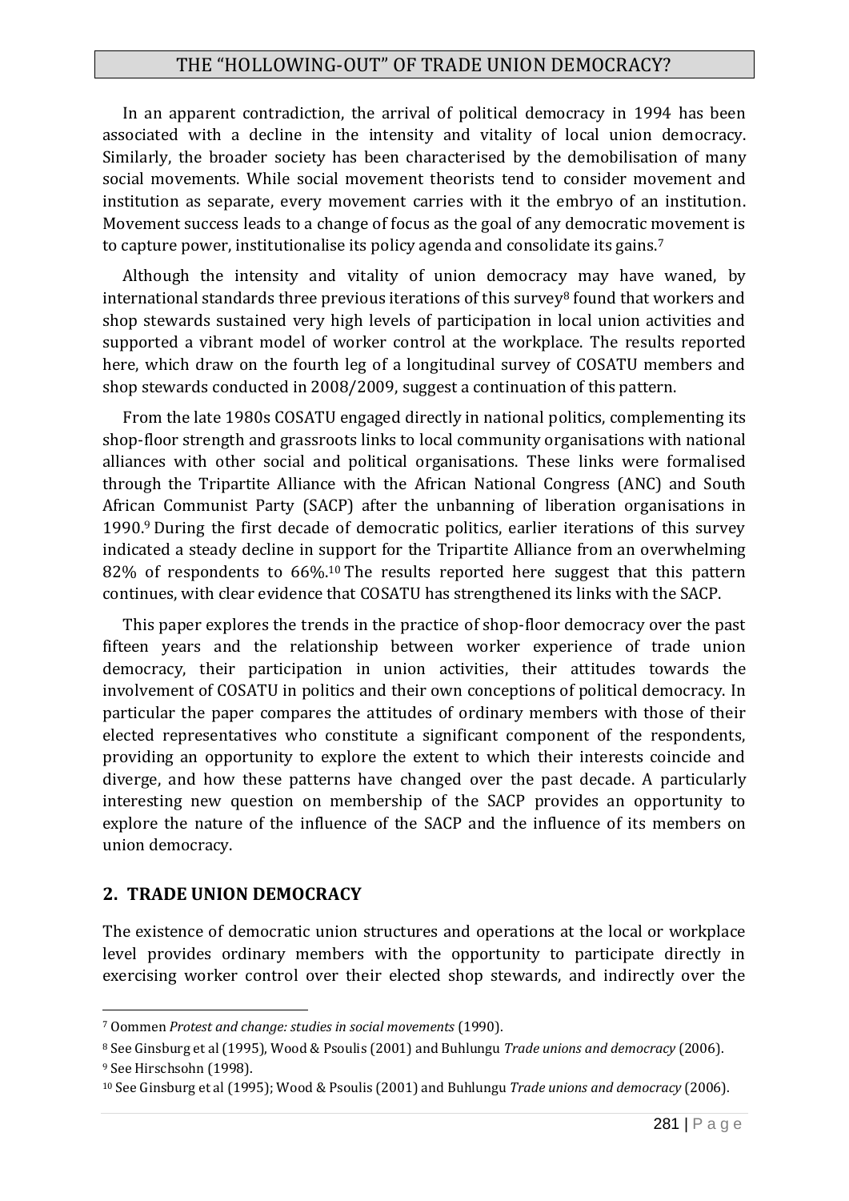In an apparent contradiction, the arrival of political democracy in 1994 has been associated with a decline in the intensity and vitality of local union democracy. Similarly, the broader society has been characterised by the demobilisation of many social movements. While social movement theorists tend to consider movement and institution as separate, every movement carries with it the embryo of an institution. Movement success leads to a change of focus as the goal of any democratic movement is to capture power, institutionalise its policy agenda and consolidate its gains.[7]

Although the intensity and vitality of union democracy may have waned, by international standards three previous iterations of this survey[8] found that workers and shop stewards sustained very high levels of participation in local union activities and supported a vibrant model of worker control at the workplace. The results reported here, which draw on the fourth leg of a longitudinal survey of COSATU members and shop stewards conducted in 2008/2009, suggest a continuation of this pattern.

From the late 1980s COSATU engaged directly in national politics, complementing its shop-floor strength and grassroots links to local community organisations with national alliances with other social and political organisations. These links were formalised through the Tripartite Alliance with the African National Congress (ANC) and South African Communist Party (SACP) after the unbanning of liberation organisations in 1990.[9] During the first decade of democratic politics, earlier iterations of this survey indicated a steady decline in support for the Tripartite Alliance from an overwhelming 82% of respondents to 66%.[10] The results reported here suggest that this pattern continues, with clear evidence that COSATU has strengthened its links with the SACP.

This paper explores the trends in the practice of shop-floor democracy over the past fifteen years and the relationship between worker experience of trade union democracy, their participation in union activities, their attitudes towards the involvement of COSATU in politics and their own conceptions of political democracy. In particular the paper compares the attitudes of ordinary members with those of their elected representatives who constitute a significant component of the respondents, providing an opportunity to explore the extent to which their interests coincide and diverge, and how these patterns have changed over the past decade. A particularly interesting new question on membership of the SACP provides an opportunity to explore the nature of the influence of the SACP and the influence of its members on union democracy.

## 2. TRADE UNION DEMOCRACY

The existence of democratic union structures and operations at the local or workplace level provides ordinary members with the opportunity to participate directly in exercising worker control over their elected shop stewards, and indirectly over the

[7] Oommen *Protest and change: studies in social movements* (1990).

[8] See Ginsburg et al (1995), Wood & Psoulis (2001) and Buhlungu *Trade unions and democracy* (2006).

[9] See Hirschsohn (1998).

[10] See Ginsburg et al (1995); Wood & Psoulis (2001) and Buhlungu *Trade unions and democracy* (2006).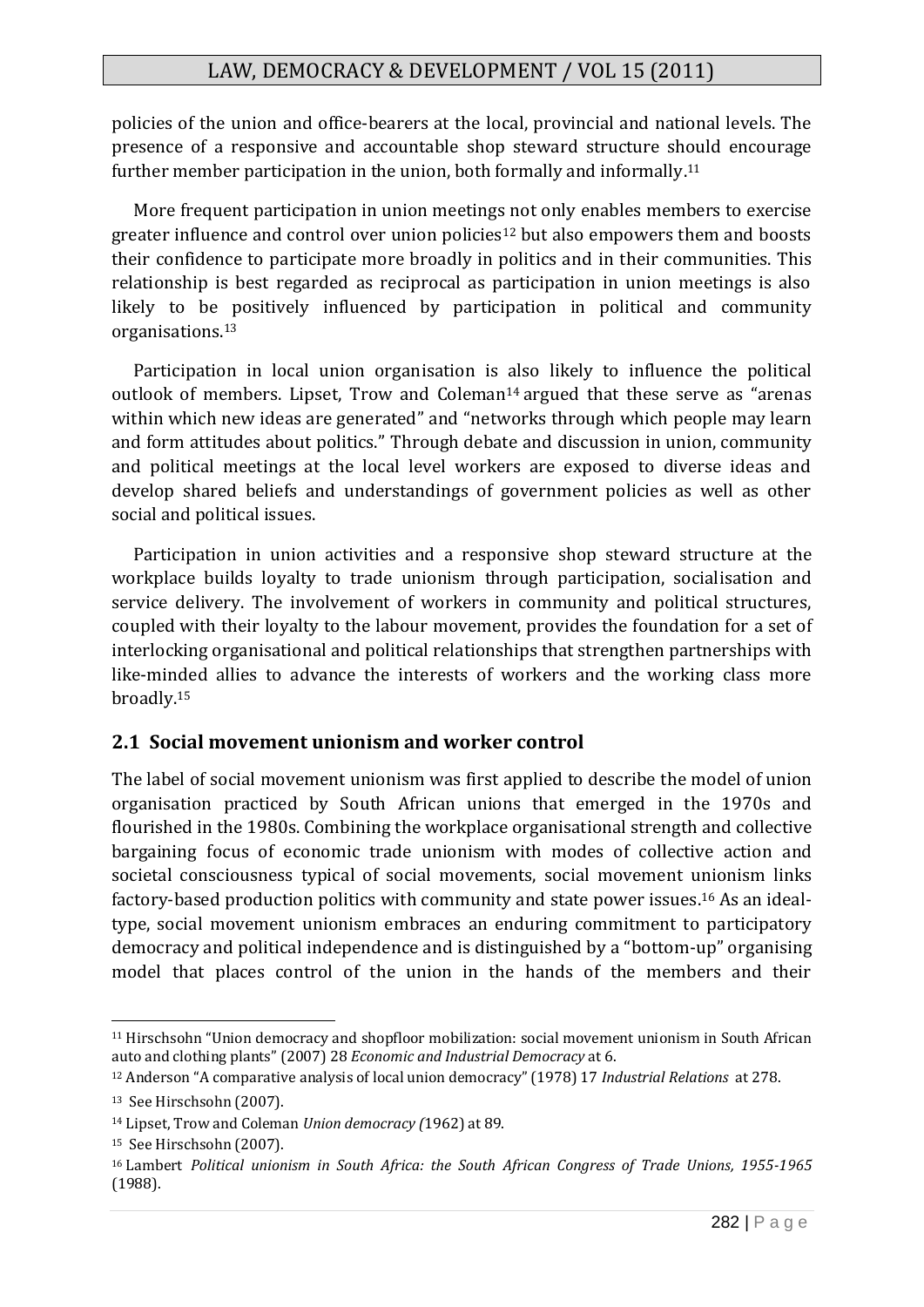policies of the union and office-bearers at the local, provincial and national levels. The presence of a responsive and accountable shop steward structure should encourage further member participation in the union, both formally and informally.[11]

More frequent participation in union meetings not only enables members to exercise greater influence and control over union policies[12] but also empowers them and boosts their confidence to participate more broadly in politics and in their communities. This relationship is best regarded as reciprocal as participation in union meetings is also likely to be positively influenced by participation in political and community organisations.[13]

Participation in local union organisation is also likely to influence the political outlook of members. Lipset, Trow and Coleman[14] argued that these serve as "arenas within which new ideas are generated" and "networks through which people may learn and form attitudes about politics." Through debate and discussion in union, community and political meetings at the local level workers are exposed to diverse ideas and develop shared beliefs and understandings of government policies as well as other social and political issues.

Participation in union activities and a responsive shop steward structure at the workplace builds loyalty to trade unionism through participation, socialisation and service delivery. The involvement of workers in community and political structures, coupled with their loyalty to the labour movement, provides the foundation for a set of interlocking organisational and political relationships that strengthen partnerships with like-minded allies to advance the interests of workers and the working class more broadly.[15]

## 2.1 Social movement unionism and worker control

The label of social movement unionism was first applied to describe the model of union organisation practiced by South African unions that emerged in the 1970s and flourished in the 1980s. Combining the workplace organisational strength and collective bargaining focus of economic trade unionism with modes of collective action and societal consciousness typical of social movements, social movement unionism links factory-based production politics with community and state power issues.[16] As an ideal-type, social movement unionism embraces an enduring commitment to participatory democracy and political independence and is distinguished by a "bottom-up" organising model that places control of the union in the hands of the members and their

---

[11] Hirschsohn "Union democracy and shopfloor mobilization: social movement unionism in South African auto and clothing plants" (2007) 28 *Economic and Industrial Democracy* at 6.

[12] Anderson "A comparative analysis of local union democracy" (1978) 17 *Industrial Relations* at 278.

[13] See Hirschsohn (2007).

[14] Lipset, Trow and Coleman *Union democracy (*1962) at 89.

[15] See Hirschsohn (2007).

[16] Lambert *Political unionism in South Africa: the South African Congress of Trade Unions, 1955-1965* (1988).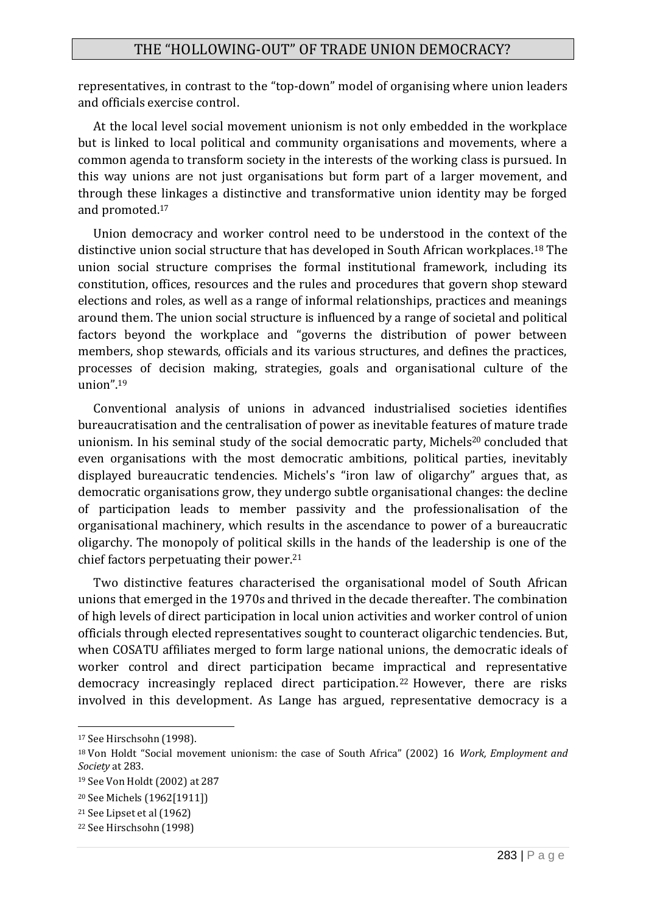representatives, in contrast to the "top-down" model of organising where union leaders and officials exercise control.

At the local level social movement unionism is not only embedded in the workplace but is linked to local political and community organisations and movements, where a common agenda to transform society in the interests of the working class is pursued. In this way unions are not just organisations but form part of a larger movement, and through these linkages a distinctive and transformative union identity may be forged and promoted.[17]

Union democracy and worker control need to be understood in the context of the distinctive union social structure that has developed in South African workplaces.[18] The union social structure comprises the formal institutional framework, including its constitution, offices, resources and the rules and procedures that govern shop steward elections and roles, as well as a range of informal relationships, practices and meanings around them. The union social structure is influenced by a range of societal and political factors beyond the workplace and "governs the distribution of power between members, shop stewards, officials and its various structures, and defines the practices, processes of decision making, strategies, goals and organisational culture of the union".[19]

Conventional analysis of unions in advanced industrialised societies identifies bureaucratisation and the centralisation of power as inevitable features of mature trade unionism. In his seminal study of the social democratic party, Michels[20] concluded that even organisations with the most democratic ambitions, political parties, inevitably displayed bureaucratic tendencies. Michels's "iron law of oligarchy" argues that, as democratic organisations grow, they undergo subtle organisational changes: the decline of participation leads to member passivity and the professionalisation of the organisational machinery, which results in the ascendance to power of a bureaucratic oligarchy. The monopoly of political skills in the hands of the leadership is one of the chief factors perpetuating their power.[21]

Two distinctive features characterised the organisational model of South African unions that emerged in the 1970s and thrived in the decade thereafter. The combination of high levels of direct participation in local union activities and worker control of union officials through elected representatives sought to counteract oligarchic tendencies. But, when COSATU affiliates merged to form large national unions, the democratic ideals of worker control and direct participation became impractical and representative democracy increasingly replaced direct participation.[22] However, there are risks involved in this development. As Lange has argued, representative democracy is a

---

[17] See Hirschsohn (1998).

[18] Von Holdt "Social movement unionism: the case of South Africa" (2002) 16 *Work, Employment and Society* at 283.

[19] See Von Holdt (2002) at 287

[20] See Michels (1962[1911])

[21] See Lipset et al (1962)

[22] See Hirschsohn (1998)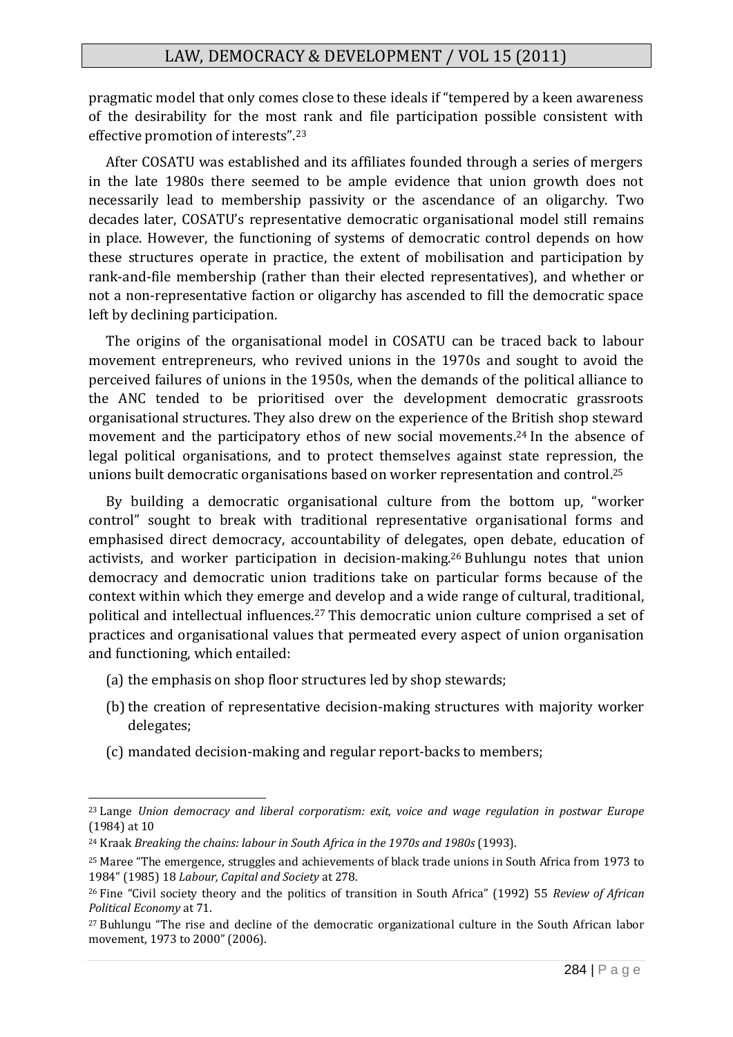pragmatic model that only comes close to these ideals if "tempered by a keen awareness of the desirability for the most rank and file participation possible consistent with effective promotion of interests".[23]

After COSATU was established and its affiliates founded through a series of mergers in the late 1980s there seemed to be ample evidence that union growth does not necessarily lead to membership passivity or the ascendance of an oligarchy. Two decades later, COSATU's representative democratic organisational model still remains in place. However, the functioning of systems of democratic control depends on how these structures operate in practice, the extent of mobilisation and participation by rank-and-file membership (rather than their elected representatives), and whether or not a non-representative faction or oligarchy has ascended to fill the democratic space left by declining participation.

The origins of the organisational model in COSATU can be traced back to labour movement entrepreneurs, who revived unions in the 1970s and sought to avoid the perceived failures of unions in the 1950s, when the demands of the political alliance to the ANC tended to be prioritised over the development democratic grassroots organisational structures. They also drew on the experience of the British shop steward movement and the participatory ethos of new social movements.[24] In the absence of legal political organisations, and to protect themselves against state repression, the unions built democratic organisations based on worker representation and control.[25]

By building a democratic organisational culture from the bottom up, "worker control" sought to break with traditional representative organisational forms and emphasised direct democracy, accountability of delegates, open debate, education of activists, and worker participation in decision-making.[26] Buhlungu notes that union democracy and democratic union traditions take on particular forms because of the context within which they emerge and develop and a wide range of cultural, traditional, political and intellectual influences.[27] This democratic union culture comprised a set of practices and organisational values that permeated every aspect of union organisation and functioning, which entailed:

(a) the emphasis on shop floor structures led by shop stewards;

(b) the creation of representative decision-making structures with majority worker delegates;

(c) mandated decision-making and regular report-backs to members;

---

[23] Lange *Union democracy and liberal corporatism: exit, voice and wage regulation in postwar Europe* (1984) at 10

[24] Kraak *Breaking the chains: labour in South Africa in the 1970s and 1980s* (1993).

[25] Maree "The emergence, struggles and achievements of black trade unions in South Africa from 1973 to 1984" (1985) 18 *Labour, Capital and Society* at 278.

[26] Fine "Civil society theory and the politics of transition in South Africa" (1992) 55 *Review of African Political Economy* at 71.

[27] Buhlungu "The rise and decline of the democratic organizational culture in the South African labor movement, 1973 to 2000" (2006).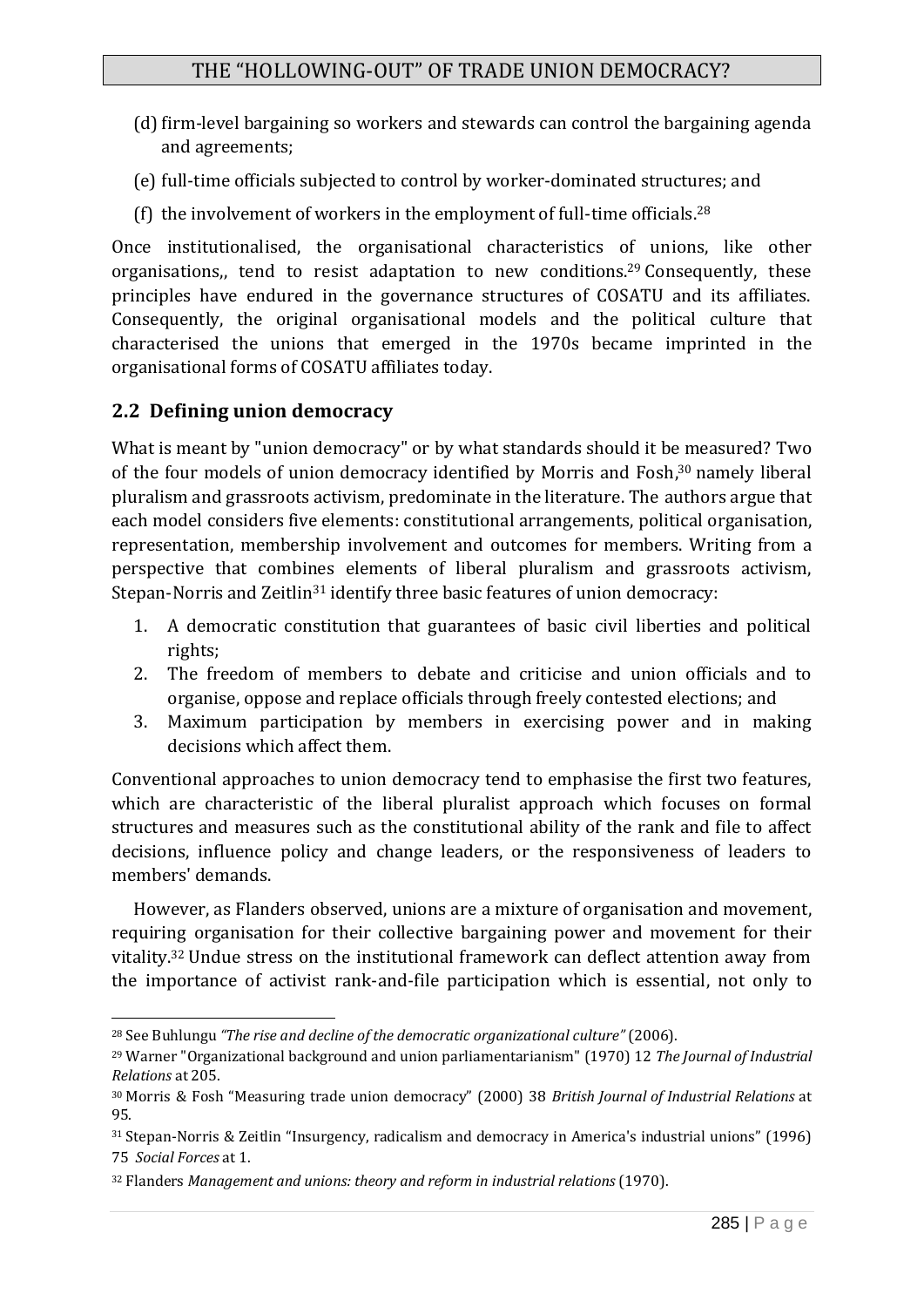(d) firm-level bargaining so workers and stewards can control the bargaining agenda and agreements;

(e) full-time officials subjected to control by worker-dominated structures; and

(f) the involvement of workers in the employment of full-time officials.[28]

Once institutionalised, the organisational characteristics of unions, like other organisations,, tend to resist adaptation to new conditions.[29] Consequently, these principles have endured in the governance structures of COSATU and its affiliates. Consequently, the original organisational models and the political culture that characterised the unions that emerged in the 1970s became imprinted in the organisational forms of COSATU affiliates today.

## 2.2 Defining union democracy

What is meant by "union democracy" or by what standards should it be measured? Two of the four models of union democracy identified by Morris and Fosh,[30] namely liberal pluralism and grassroots activism, predominate in the literature. The authors argue that each model considers five elements: constitutional arrangements, political organisation, representation, membership involvement and outcomes for members. Writing from a perspective that combines elements of liberal pluralism and grassroots activism, Stepan-Norris and Zeitlin[31] identify three basic features of union democracy:

1. A democratic constitution that guarantees of basic civil liberties and political rights;
2. The freedom of members to debate and criticise and union officials and to organise, oppose and replace officials through freely contested elections; and
3. Maximum participation by members in exercising power and in making decisions which affect them.

Conventional approaches to union democracy tend to emphasise the first two features, which are characteristic of the liberal pluralist approach which focuses on formal structures and measures such as the constitutional ability of the rank and file to affect decisions, influence policy and change leaders, or the responsiveness of leaders to members' demands.

However, as Flanders observed, unions are a mixture of organisation and movement, requiring organisation for their collective bargaining power and movement for their vitality.[32] Undue stress on the institutional framework can deflect attention away from the importance of activist rank-and-file participation which is essential, not only to

---

[28] See Buhlungu *"The rise and decline of the democratic organizational culture"* (2006).

[29] Warner "Organizational background and union parliamentarianism" (1970) 12 *The Journal of Industrial Relations* at 205.

[30] Morris & Fosh "Measuring trade union democracy" (2000) 38 *British Journal of Industrial Relations* at 95.

[31] Stepan-Norris & Zeitlin "Insurgency, radicalism and democracy in America's industrial unions" (1996) 75 *Social Forces* at 1.

[32] Flanders *Management and unions: theory and reform in industrial relations* (1970).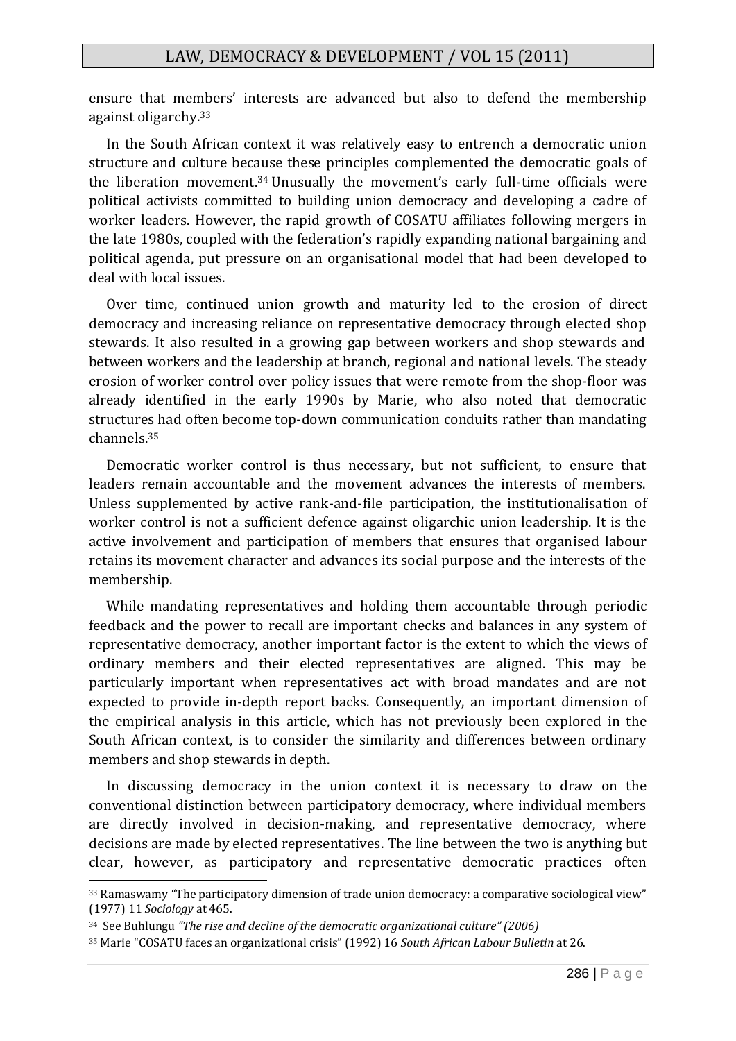ensure that members' interests are advanced but also to defend the membership against oligarchy.[33]

In the South African context it was relatively easy to entrench a democratic union structure and culture because these principles complemented the democratic goals of the liberation movement.[34] Unusually the movement's early full-time officials were political activists committed to building union democracy and developing a cadre of worker leaders. However, the rapid growth of COSATU affiliates following mergers in the late 1980s, coupled with the federation's rapidly expanding national bargaining and political agenda, put pressure on an organisational model that had been developed to deal with local issues.

Over time, continued union growth and maturity led to the erosion of direct democracy and increasing reliance on representative democracy through elected shop stewards. It also resulted in a growing gap between workers and shop stewards and between workers and the leadership at branch, regional and national levels. The steady erosion of worker control over policy issues that were remote from the shop-floor was already identified in the early 1990s by Marie, who also noted that democratic structures had often become top-down communication conduits rather than mandating channels.[35]

Democratic worker control is thus necessary, but not sufficient, to ensure that leaders remain accountable and the movement advances the interests of members. Unless supplemented by active rank-and-file participation, the institutionalisation of worker control is not a sufficient defence against oligarchic union leadership. It is the active involvement and participation of members that ensures that organised labour retains its movement character and advances its social purpose and the interests of the membership.

While mandating representatives and holding them accountable through periodic feedback and the power to recall are important checks and balances in any system of representative democracy, another important factor is the extent to which the views of ordinary members and their elected representatives are aligned. This may be particularly important when representatives act with broad mandates and are not expected to provide in-depth report backs. Consequently, an important dimension of the empirical analysis in this article, which has not previously been explored in the South African context, is to consider the similarity and differences between ordinary members and shop stewards in depth.

In discussing democracy in the union context it is necessary to draw on the conventional distinction between participatory democracy, where individual members are directly involved in decision-making, and representative democracy, where decisions are made by elected representatives. The line between the two is anything but clear, however, as participatory and representative democratic practices often

---

[33] Ramaswamy "The participatory dimension of trade union democracy: a comparative sociological view" (1977) 11 *Sociology* at 465.

[34] See Buhlungu *"The rise and decline of the democratic organizational culture" (2006)*

[35] Marie "COSATU faces an organizational crisis" (1992) 16 *South African Labour Bulletin* at 26.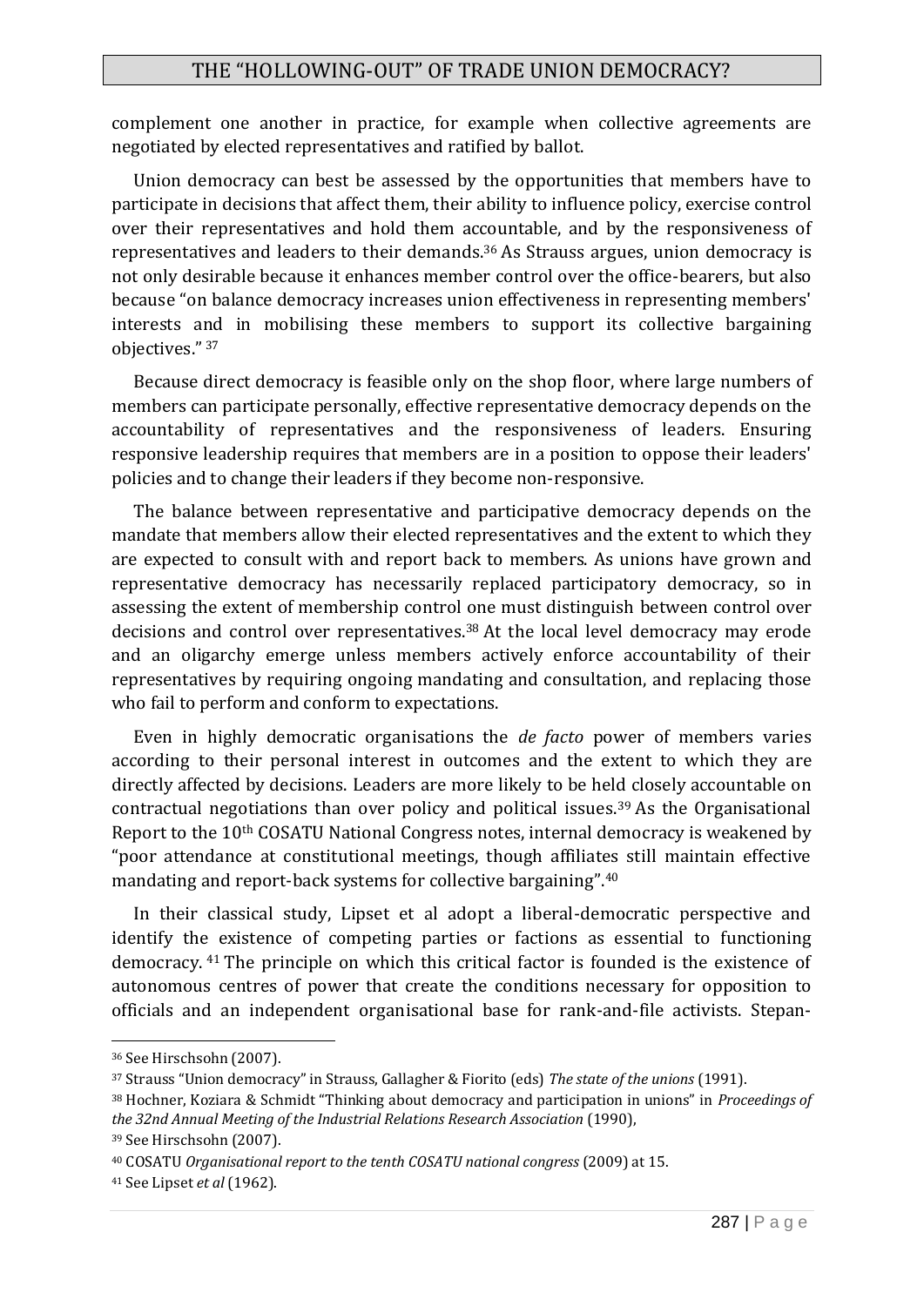complement one another in practice, for example when collective agreements are negotiated by elected representatives and ratified by ballot.

Union democracy can best be assessed by the opportunities that members have to participate in decisions that affect them, their ability to influence policy, exercise control over their representatives and hold them accountable, and by the responsiveness of representatives and leaders to their demands.[36] As Strauss argues, union democracy is not only desirable because it enhances member control over the office-bearers, but also because "on balance democracy increases union effectiveness in representing members' interests and in mobilising these members to support its collective bargaining objectives." [37]

Because direct democracy is feasible only on the shop floor, where large numbers of members can participate personally, effective representative democracy depends on the accountability of representatives and the responsiveness of leaders. Ensuring responsive leadership requires that members are in a position to oppose their leaders' policies and to change their leaders if they become non-responsive.

The balance between representative and participative democracy depends on the mandate that members allow their elected representatives and the extent to which they are expected to consult with and report back to members. As unions have grown and representative democracy has necessarily replaced participatory democracy, so in assessing the extent of membership control one must distinguish between control over decisions and control over representatives.[38] At the local level democracy may erode and an oligarchy emerge unless members actively enforce accountability of their representatives by requiring ongoing mandating and consultation, and replacing those who fail to perform and conform to expectations.

Even in highly democratic organisations the *de facto* power of members varies according to their personal interest in outcomes and the extent to which they are directly affected by decisions. Leaders are more likely to be held closely accountable on contractual negotiations than over policy and political issues.[39] As the Organisational Report to the 10th COSATU National Congress notes, internal democracy is weakened by "poor attendance at constitutional meetings, though affiliates still maintain effective mandating and report-back systems for collective bargaining".[40]

In their classical study, Lipset et al adopt a liberal-democratic perspective and identify the existence of competing parties or factions as essential to functioning democracy. [41] The principle on which this critical factor is founded is the existence of autonomous centres of power that create the conditions necessary for opposition to officials and an independent organisational base for rank-and-file activists. Stepan-

---

[36] See Hirschsohn (2007).

[37] Strauss "Union democracy" in Strauss, Gallagher & Fiorito (eds) *The state of the unions* (1991).

[38] Hochner, Koziara & Schmidt "Thinking about democracy and participation in unions" in *Proceedings of the 32nd Annual Meeting of the Industrial Relations Research Association* (1990),

[39] See Hirschsohn (2007).

[40] COSATU *Organisational report to the tenth COSATU national congress* (2009) at 15.

[41] See Lipset *et al* (1962).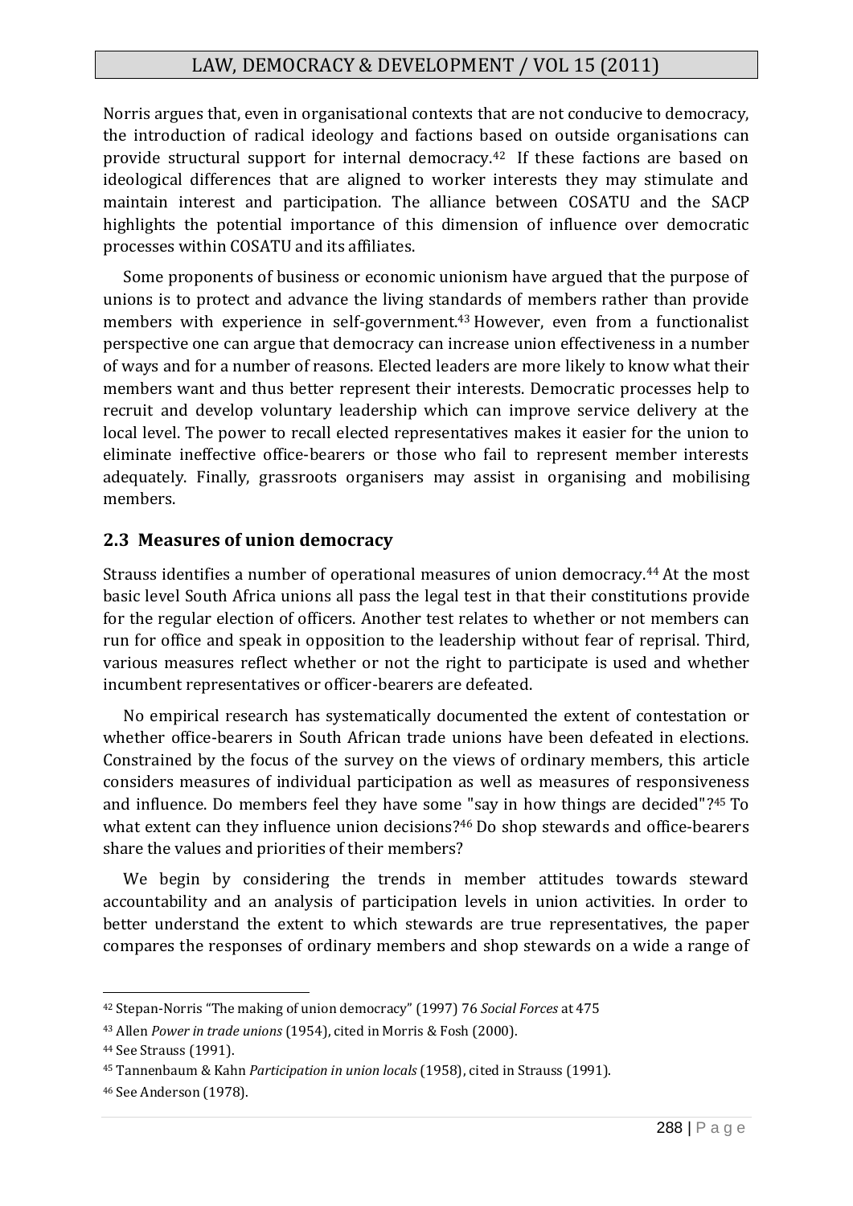Norris argues that, even in organisational contexts that are not conducive to democracy, the introduction of radical ideology and factions based on outside organisations can provide structural support for internal democracy.[42] If these factions are based on ideological differences that are aligned to worker interests they may stimulate and maintain interest and participation. The alliance between COSATU and the SACP highlights the potential importance of this dimension of influence over democratic processes within COSATU and its affiliates.

Some proponents of business or economic unionism have argued that the purpose of unions is to protect and advance the living standards of members rather than provide members with experience in self-government.[43] However, even from a functionalist perspective one can argue that democracy can increase union effectiveness in a number of ways and for a number of reasons. Elected leaders are more likely to know what their members want and thus better represent their interests. Democratic processes help to recruit and develop voluntary leadership which can improve service delivery at the local level. The power to recall elected representatives makes it easier for the union to eliminate ineffective office-bearers or those who fail to represent member interests adequately. Finally, grassroots organisers may assist in organising and mobilising members.

## 2.3 Measures of union democracy

Strauss identifies a number of operational measures of union democracy.[44] At the most basic level South Africa unions all pass the legal test in that their constitutions provide for the regular election of officers. Another test relates to whether or not members can run for office and speak in opposition to the leadership without fear of reprisal. Third, various measures reflect whether or not the right to participate is used and whether incumbent representatives or officer-bearers are defeated.

No empirical research has systematically documented the extent of contestation or whether office-bearers in South African trade unions have been defeated in elections. Constrained by the focus of the survey on the views of ordinary members, this article considers measures of individual participation as well as measures of responsiveness and influence. Do members feel they have some "say in how things are decided"?[45] To what extent can they influence union decisions?[46] Do shop stewards and office-bearers share the values and priorities of their members?

We begin by considering the trends in member attitudes towards steward accountability and an analysis of participation levels in union activities. In order to better understand the extent to which stewards are true representatives, the paper compares the responses of ordinary members and shop stewards on a wide a range of

---

[42] Stepan-Norris "The making of union democracy" (1997) 76 *Social Forces* at 475

[43] Allen *Power in trade unions* (1954), cited in Morris & Fosh (2000).

[44] See Strauss (1991).

[45] Tannenbaum & Kahn *Participation in union locals* (1958), cited in Strauss (1991).

[46] See Anderson (1978).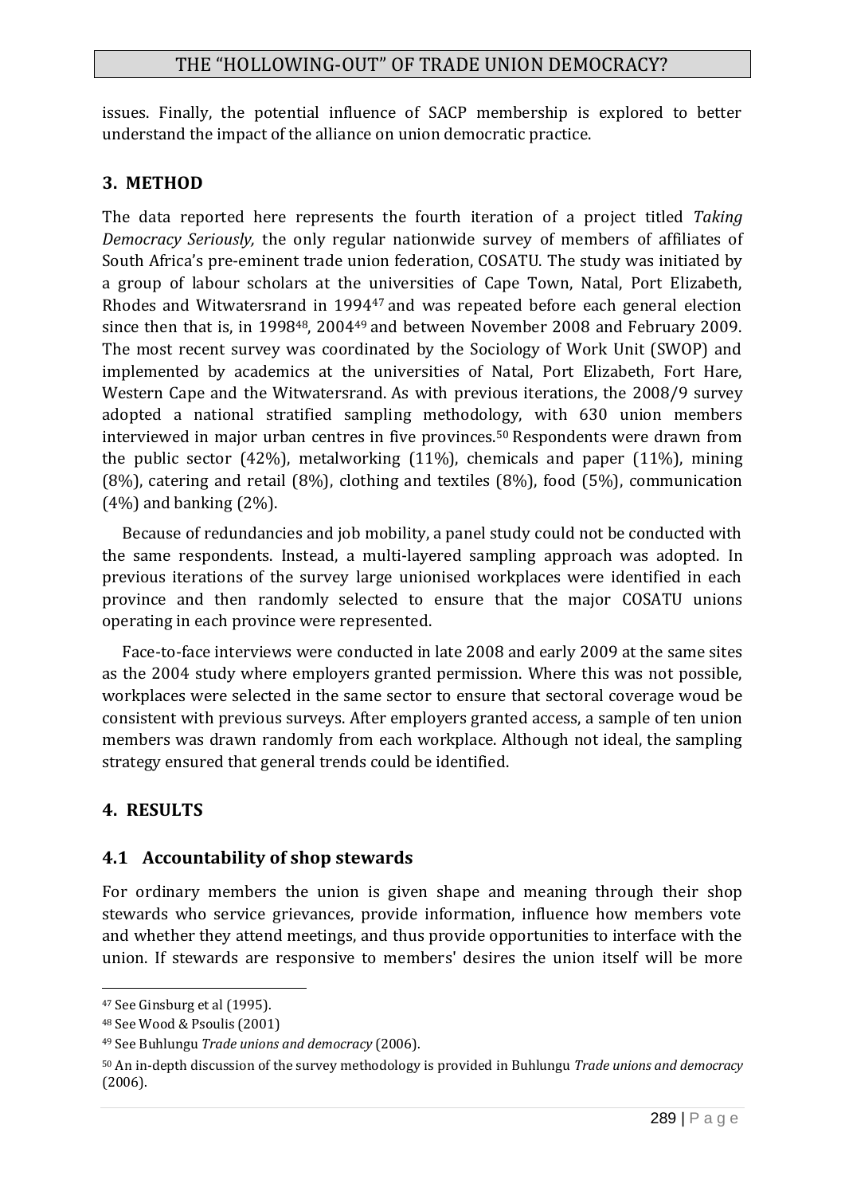issues. Finally, the potential influence of SACP membership is explored to better understand the impact of the alliance on union democratic practice.

## 3. METHOD

The data reported here represents the fourth iteration of a project titled *Taking Democracy Seriously,* the only regular nationwide survey of members of affiliates of South Africa's pre-eminent trade union federation, COSATU. The study was initiated by a group of labour scholars at the universities of Cape Town, Natal, Port Elizabeth, Rhodes and Witwatersrand in 1994[47] and was repeated before each general election since then that is, in 1998[48], 2004[49] and between November 2008 and February 2009. The most recent survey was coordinated by the Sociology of Work Unit (SWOP) and implemented by academics at the universities of Natal, Port Elizabeth, Fort Hare, Western Cape and the Witwatersrand. As with previous iterations, the 2008/9 survey adopted a national stratified sampling methodology, with 630 union members interviewed in major urban centres in five provinces.[50] Respondents were drawn from the public sector (42%), metalworking (11%), chemicals and paper (11%), mining (8%), catering and retail (8%), clothing and textiles (8%), food (5%), communication (4%) and banking (2%).

Because of redundancies and job mobility, a panel study could not be conducted with the same respondents. Instead, a multi-layered sampling approach was adopted. In previous iterations of the survey large unionised workplaces were identified in each province and then randomly selected to ensure that the major COSATU unions operating in each province were represented.

Face-to-face interviews were conducted in late 2008 and early 2009 at the same sites as the 2004 study where employers granted permission. Where this was not possible, workplaces were selected in the same sector to ensure that sectoral coverage woud be consistent with previous surveys. After employers granted access, a sample of ten union members was drawn randomly from each workplace. Although not ideal, the sampling strategy ensured that general trends could be identified.

## 4. RESULTS

### 4.1 Accountability of shop stewards

For ordinary members the union is given shape and meaning through their shop stewards who service grievances, provide information, influence how members vote and whether they attend meetings, and thus provide opportunities to interface with the union. If stewards are responsive to members' desires the union itself will be more

---

[47] See Ginsburg et al (1995).

[48] See Wood & Psoulis (2001)

[49] See Buhlungu *Trade unions and democracy* (2006).

[50] An in-depth discussion of the survey methodology is provided in Buhlungu *Trade unions and democracy* (2006).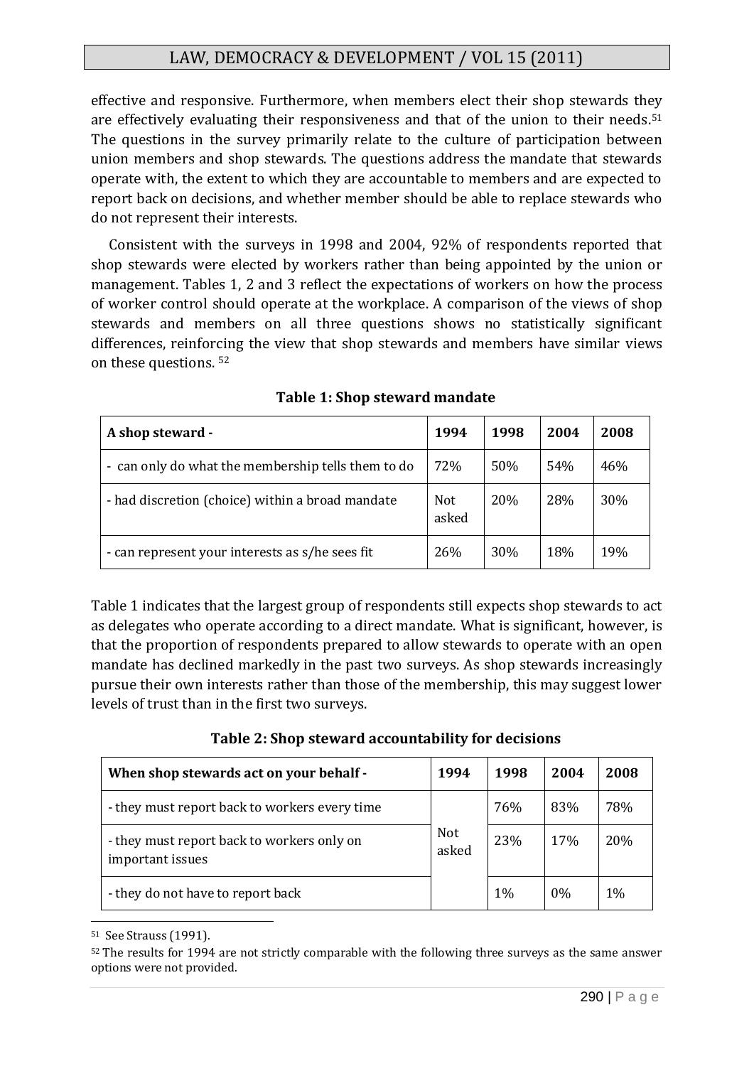effective and responsive. Furthermore, when members elect their shop stewards they are effectively evaluating their responsiveness and that of the union to their needs.[51] The questions in the survey primarily relate to the culture of participation between union members and shop stewards. The questions address the mandate that stewards operate with, the extent to which they are accountable to members and are expected to report back on decisions, and whether member should be able to replace stewards who do not represent their interests.

Consistent with the surveys in 1998 and 2004, 92% of respondents reported that shop stewards were elected by workers rather than being appointed by the union or management. Tables 1, 2 and 3 reflect the expectations of workers on how the process of worker control should operate at the workplace. A comparison of the views of shop stewards and members on all three questions shows no statistically significant differences, reinforcing the view that shop stewards and members have similar views on these questions. [52]

**Table 1: Shop steward mandate**

| **A shop steward -** | **1994** | **1998** | **2004** | **2008** |
|---|---|---|---|---|
| - can only do what the membership tells them to do | 72% | 50% | 54% | 46% |
| - had discretion (choice) within a broad mandate | Not asked | 20% | 28% | 30% |
| - can represent your interests as s/he sees fit | 26% | 30% | 18% | 19% |

Table 1 indicates that the largest group of respondents still expects shop stewards to act as delegates who operate according to a direct mandate. What is significant, however, is that the proportion of respondents prepared to allow stewards to operate with an open mandate has declined markedly in the past two surveys. As shop stewards increasingly pursue their own interests rather than those of the membership, this may suggest lower levels of trust than in the first two surveys.

**Table 2: Shop steward accountability for decisions**

| **When shop stewards act on your behalf -** | **1994** | **1998** | **2004** | **2008** |
|---|---|---|---|---|
| - they must report back to workers every time | Not asked | 76% | 83% | 78% |
| - they must report back to workers only on important issues | | 23% | 17% | 20% |
| - they do not have to report back | | 1% | 0% | 1% |

[51] See Strauss (1991).

[52] The results for 1994 are not strictly comparable with the following three surveys as the same answer options were not provided.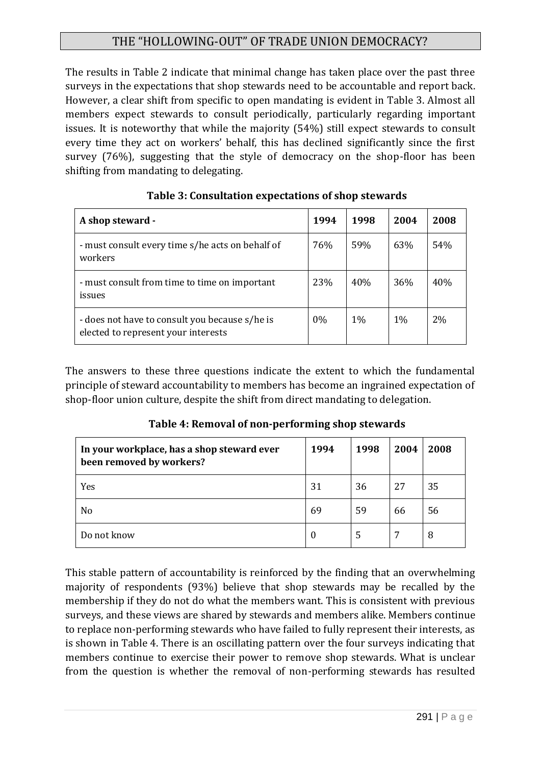The results in Table 2 indicate that minimal change has taken place over the past three surveys in the expectations that shop stewards need to be accountable and report back. However, a clear shift from specific to open mandating is evident in Table 3. Almost all members expect stewards to consult periodically, particularly regarding important issues. It is noteworthy that while the majority (54%) still expect stewards to consult every time they act on workers' behalf, this has declined significantly since the first survey (76%), suggesting that the style of democracy on the shop-floor has been shifting from mandating to delegating.

**Table 3: Consultation expectations of shop stewards**

| A shop steward - | 1994 | 1998 | 2004 | 2008 |
|---|---|---|---|---|
| - must consult every time s/he acts on behalf of workers | 76% | 59% | 63% | 54% |
| - must consult from time to time on important issues | 23% | 40% | 36% | 40% |
| - does not have to consult you because s/he is elected to represent your interests | 0% | 1% | 1% | 2% |

The answers to these three questions indicate the extent to which the fundamental principle of steward accountability to members has become an ingrained expectation of shop-floor union culture, despite the shift from direct mandating to delegation.

**Table 4: Removal of non-performing shop stewards**

| In your workplace, has a shop steward ever been removed by workers? | 1994 | 1998 | 2004 | 2008 |
|---|---|---|---|---|
| Yes | 31 | 36 | 27 | 35 |
| No | 69 | 59 | 66 | 56 |
| Do not know | 0 | 5 | 7 | 8 |

This stable pattern of accountability is reinforced by the finding that an overwhelming majority of respondents (93%) believe that shop stewards may be recalled by the membership if they do not do what the members want. This is consistent with previous surveys, and these views are shared by stewards and members alike. Members continue to replace non-performing stewards who have failed to fully represent their interests, as is shown in Table 4. There is an oscillating pattern over the four surveys indicating that members continue to exercise their power to remove shop stewards. What is unclear from the question is whether the removal of non-performing stewards has resulted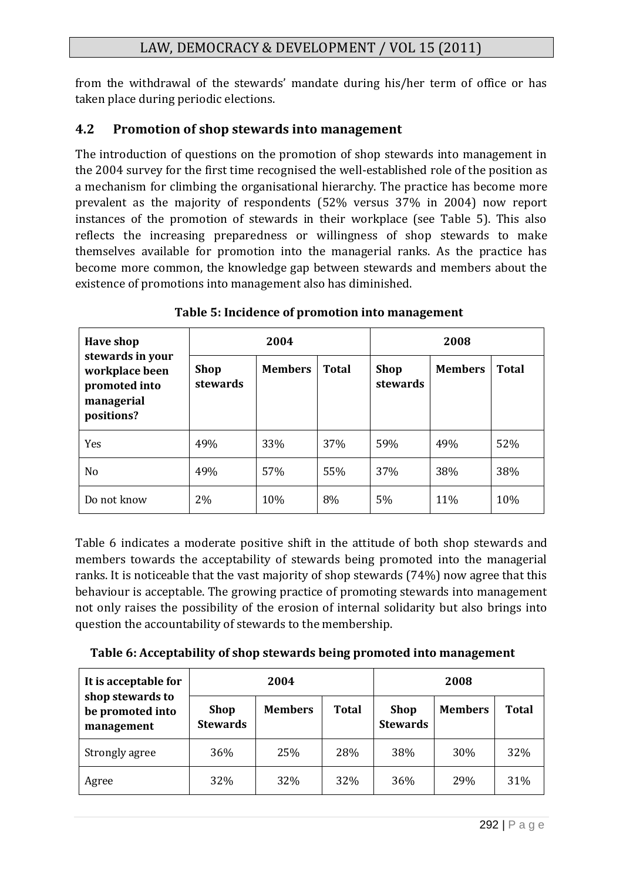from the withdrawal of the stewards' mandate during his/her term of office or has taken place during periodic elections.

### 4.2 Promotion of shop stewards into management

The introduction of questions on the promotion of shop stewards into management in the 2004 survey for the first time recognised the well-established role of the position as a mechanism for climbing the organisational hierarchy. The practice has become more prevalent as the majority of respondents (52% versus 37% in 2004) now report instances of the promotion of stewards in their workplace (see Table 5). This also reflects the increasing preparedness or willingness of shop stewards to make themselves available for promotion into the managerial ranks. As the practice has become more common, the knowledge gap between stewards and members about the existence of promotions into management also has diminished.

**Table 5: Incidence of promotion into management**

| Have shop stewards in your workplace been promoted into managerial positions? | 2004 | | | 2008 | | |
|---|---|---|---|---|---|---|
| | **Shop stewards** | **Members** | **Total** | **Shop stewards** | **Members** | **Total** |
| Yes | 49% | 33% | 37% | 59% | 49% | 52% |
| No | 49% | 57% | 55% | 37% | 38% | 38% |
| Do not know | 2% | 10% | 8% | 5% | 11% | 10% |

Table 6 indicates a moderate positive shift in the attitude of both shop stewards and members towards the acceptability of stewards being promoted into the managerial ranks. It is noticeable that the vast majority of shop stewards (74%) now agree that this behaviour is acceptable. The growing practice of promoting stewards into management not only raises the possibility of the erosion of internal solidarity but also brings into question the accountability of stewards to the membership.

**Table 6: Acceptability of shop stewards being promoted into management**

| It is acceptable for shop stewards to be promoted into management | 2004 | | | 2008 | | |
|---|---|---|---|---|---|---|
| | **Shop Stewards** | **Members** | **Total** | **Shop Stewards** | **Members** | **Total** |
| Strongly agree | 36% | 25% | 28% | 38% | 30% | 32% |
| Agree | 32% | 32% | 32% | 36% | 29% | 31% |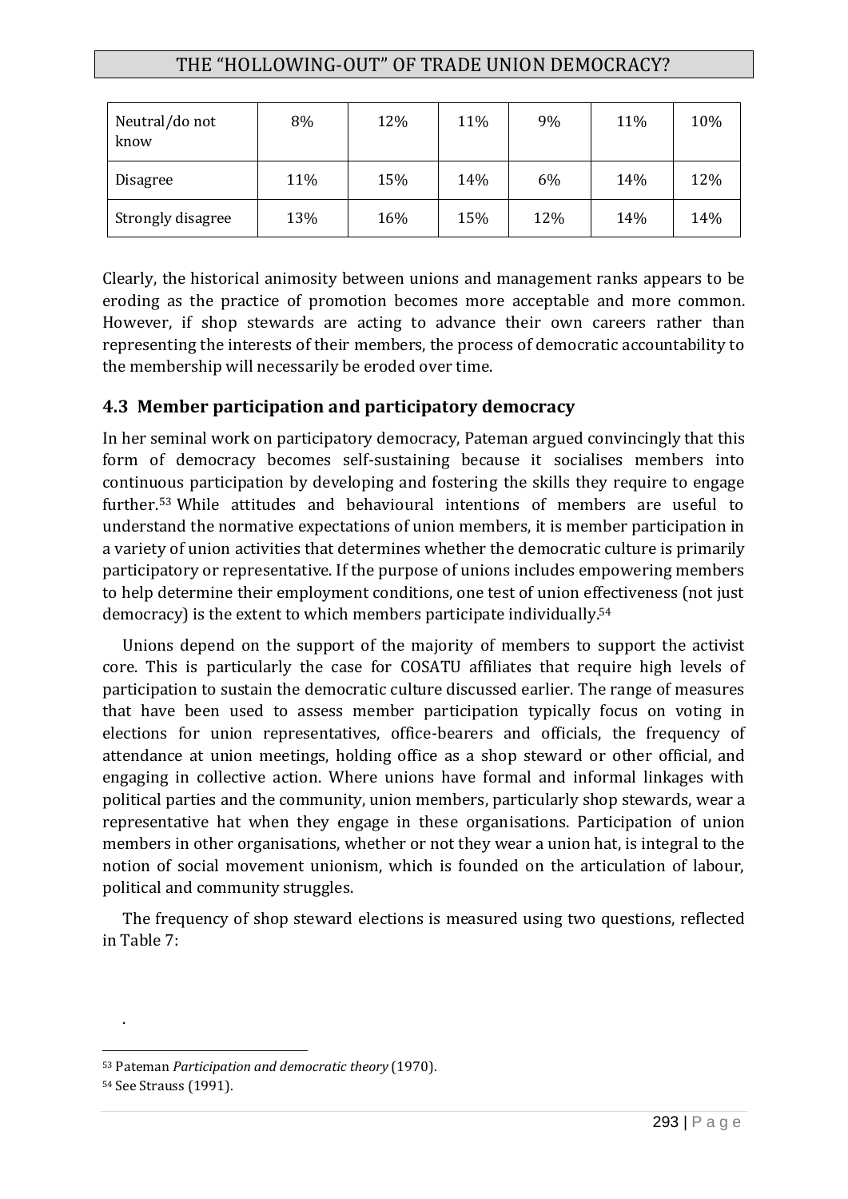| Neutral/do not know | 8% | 12% | 11% | 9% | 11% | 10% |
|---|---|---|---|---|---|---|
| Disagree | 11% | 15% | 14% | 6% | 14% | 12% |
| Strongly disagree | 13% | 16% | 15% | 12% | 14% | 14% |

Clearly, the historical animosity between unions and management ranks appears to be eroding as the practice of promotion becomes more acceptable and more common. However, if shop stewards are acting to advance their own careers rather than representing the interests of their members, the process of democratic accountability to the membership will necessarily be eroded over time.

### 4.3 Member participation and participatory democracy

In her seminal work on participatory democracy, Pateman argued convincingly that this form of democracy becomes self-sustaining because it socialises members into continuous participation by developing and fostering the skills they require to engage further.[53] While attitudes and behavioural intentions of members are useful to understand the normative expectations of union members, it is member participation in a variety of union activities that determines whether the democratic culture is primarily participatory or representative. If the purpose of unions includes empowering members to help determine their employment conditions, one test of union effectiveness (not just democracy) is the extent to which members participate individually.[54]

Unions depend on the support of the majority of members to support the activist core. This is particularly the case for COSATU affiliates that require high levels of participation to sustain the democratic culture discussed earlier. The range of measures that have been used to assess member participation typically focus on voting in elections for union representatives, office-bearers and officials, the frequency of attendance at union meetings, holding office as a shop steward or other official, and engaging in collective action. Where unions have formal and informal linkages with political parties and the community, union members, particularly shop stewards, wear a representative hat when they engage in these organisations. Participation of union members in other organisations, whether or not they wear a union hat, is integral to the notion of social movement unionism, which is founded on the articulation of labour, political and community struggles.

The frequency of shop steward elections is measured using two questions, reflected in Table 7:

.

[53] Pateman *Participation and democratic theory* (1970).

[54] See Strauss (1991).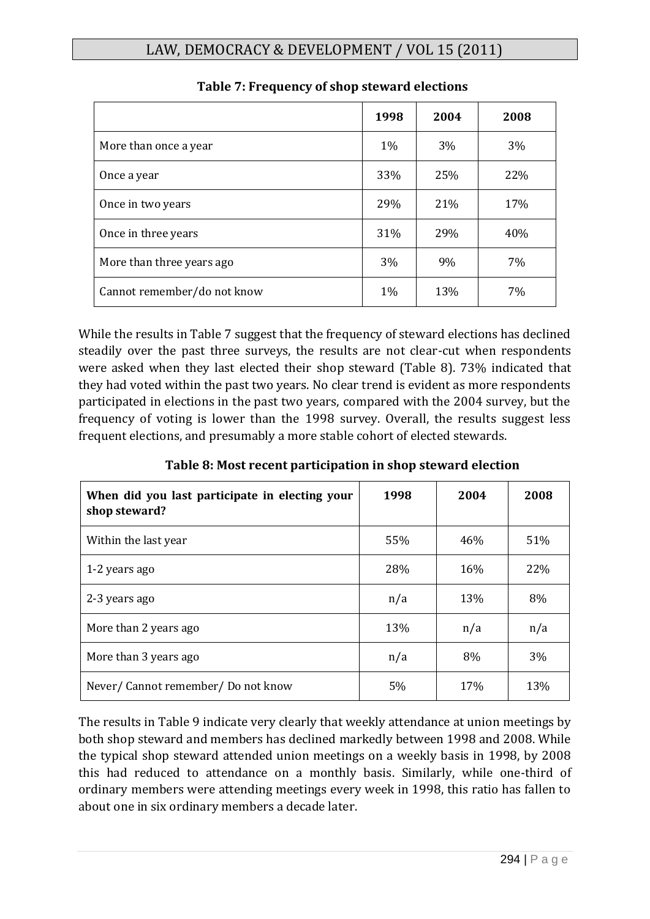**Table 7: Frequency of shop steward elections**

| | 1998 | 2004 | 2008 |
|---|---|---|---|
| More than once a year | 1% | 3% | 3% |
| Once a year | 33% | 25% | 22% |
| Once in two years | 29% | 21% | 17% |
| Once in three years | 31% | 29% | 40% |
| More than three years ago | 3% | 9% | 7% |
| Cannot remember/do not know | 1% | 13% | 7% |

While the results in Table 7 suggest that the frequency of steward elections has declined steadily over the past three surveys, the results are not clear-cut when respondents were asked when they last elected their shop steward (Table 8). 73% indicated that they had voted within the past two years. No clear trend is evident as more respondents participated in elections in the past two years, compared with the 2004 survey, but the frequency of voting is lower than the 1998 survey. Overall, the results suggest less frequent elections, and presumably a more stable cohort of elected stewards.

**Table 8: Most recent participation in shop steward election**

| When did you last participate in electing your shop steward? | 1998 | 2004 | 2008 |
|---|---|---|---|
| Within the last year | 55% | 46% | 51% |
| 1-2 years ago | 28% | 16% | 22% |
| 2-3 years ago | n/a | 13% | 8% |
| More than 2 years ago | 13% | n/a | n/a |
| More than 3 years ago | n/a | 8% | 3% |
| Never/ Cannot remember/ Do not know | 5% | 17% | 13% |

The results in Table 9 indicate very clearly that weekly attendance at union meetings by both shop steward and members has declined markedly between 1998 and 2008. While the typical shop steward attended union meetings on a weekly basis in 1998, by 2008 this had reduced to attendance on a monthly basis. Similarly, while one-third of ordinary members were attending meetings every week in 1998, this ratio has fallen to about one in six ordinary members a decade later.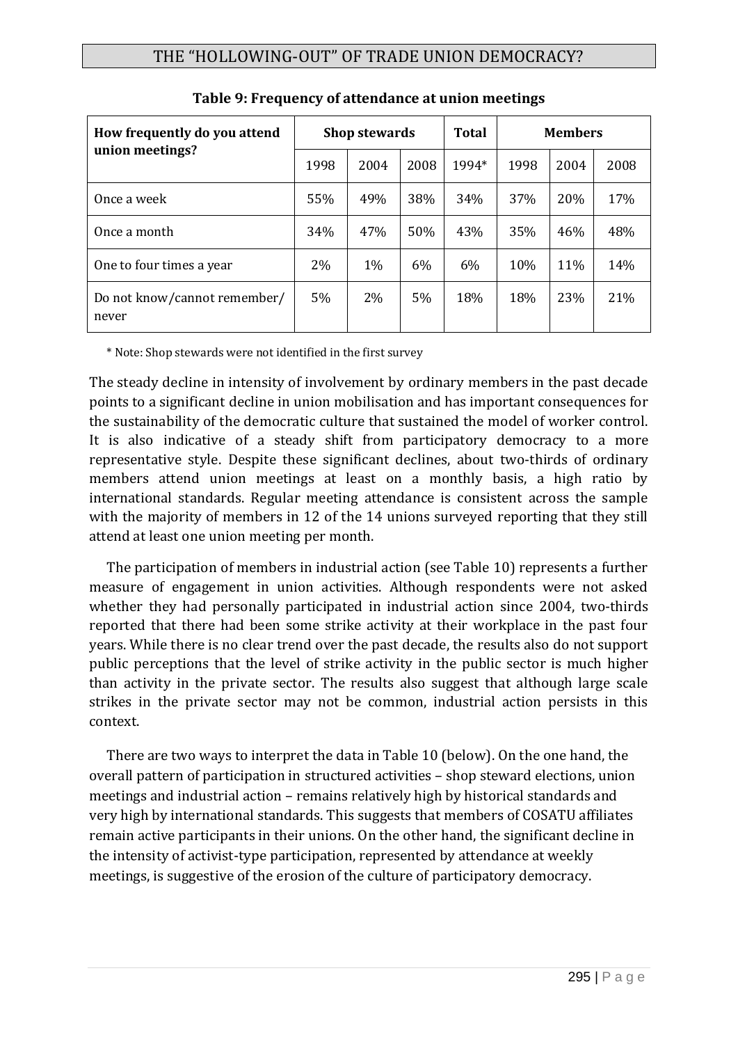**Table 9: Frequency of attendance at union meetings**

| How frequently do you attend union meetings? | Shop stewards | | | Total | Members | | |
|---|---|---|---|---|---|---|---|
| | 1998 | 2004 | 2008 | 1994* | 1998 | 2004 | 2008 |
| Once a week | 55% | 49% | 38% | 34% | 37% | 20% | 17% |
| Once a month | 34% | 47% | 50% | 43% | 35% | 46% | 48% |
| One to four times a year | 2% | 1% | 6% | 6% | 10% | 11% | 14% |
| Do not know/cannot remember/ never | 5% | 2% | 5% | 18% | 18% | 23% | 21% |

\* Note: Shop stewards were not identified in the first survey

The steady decline in intensity of involvement by ordinary members in the past decade points to a significant decline in union mobilisation and has important consequences for the sustainability of the democratic culture that sustained the model of worker control. It is also indicative of a steady shift from participatory democracy to a more representative style. Despite these significant declines, about two-thirds of ordinary members attend union meetings at least on a monthly basis, a high ratio by international standards. Regular meeting attendance is consistent across the sample with the majority of members in 12 of the 14 unions surveyed reporting that they still attend at least one union meeting per month.

The participation of members in industrial action (see Table 10) represents a further measure of engagement in union activities. Although respondents were not asked whether they had personally participated in industrial action since 2004, two-thirds reported that there had been some strike activity at their workplace in the past four years. While there is no clear trend over the past decade, the results also do not support public perceptions that the level of strike activity in the public sector is much higher than activity in the private sector. The results also suggest that although large scale strikes in the private sector may not be common, industrial action persists in this context.

There are two ways to interpret the data in Table 10 (below). On the one hand, the overall pattern of participation in structured activities – shop steward elections, union meetings and industrial action – remains relatively high by historical standards and very high by international standards. This suggests that members of COSATU affiliates remain active participants in their unions. On the other hand, the significant decline in the intensity of activist-type participation, represented by attendance at weekly meetings, is suggestive of the erosion of the culture of participatory democracy.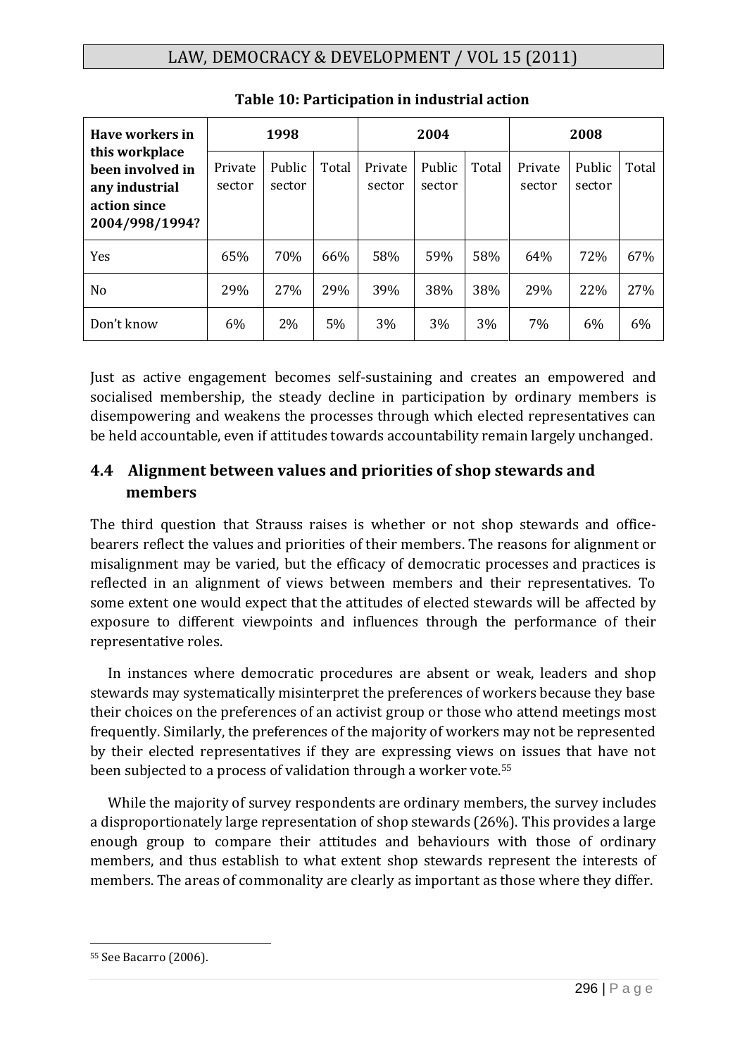**Table 10: Participation in industrial action**

| Have workers in this workplace been involved in any industrial action since 2004/998/1994? | 1998 | | | 2004 | | | 2008 | | |
|---|---|---|---|---|---|---|---|---|---|
| | Private sector | Public sector | Total | Private sector | Public sector | Total | Private sector | Public sector | Total |
| Yes | 65% | 70% | 66% | 58% | 59% | 58% | 64% | 72% | 67% |
| No | 29% | 27% | 29% | 39% | 38% | 38% | 29% | 22% | 27% |
| Don't know | 6% | 2% | 5% | 3% | 3% | 3% | 7% | 6% | 6% |

Just as active engagement becomes self-sustaining and creates an empowered and socialised membership, the steady decline in participation by ordinary members is disempowering and weakens the processes through which elected representatives can be held accountable, even if attitudes towards accountability remain largely unchanged.

## 4.4 Alignment between values and priorities of shop stewards and members

The third question that Strauss raises is whether or not shop stewards and office-bearers reflect the values and priorities of their members. The reasons for alignment or misalignment may be varied, but the efficacy of democratic processes and practices is reflected in an alignment of views between members and their representatives. To some extent one would expect that the attitudes of elected stewards will be affected by exposure to different viewpoints and influences through the performance of their representative roles.

In instances where democratic procedures are absent or weak, leaders and shop stewards may systematically misinterpret the preferences of workers because they base their choices on the preferences of an activist group or those who attend meetings most frequently. Similarly, the preferences of the majority of workers may not be represented by their elected representatives if they are expressing views on issues that have not been subjected to a process of validation through a worker vote.[55]

While the majority of survey respondents are ordinary members, the survey includes a disproportionately large representation of shop stewards (26%). This provides a large enough group to compare their attitudes and behaviours with those of ordinary members, and thus establish to what extent shop stewards represent the interests of members. The areas of commonality are clearly as important as those where they differ.

[55] See Bacarro (2006).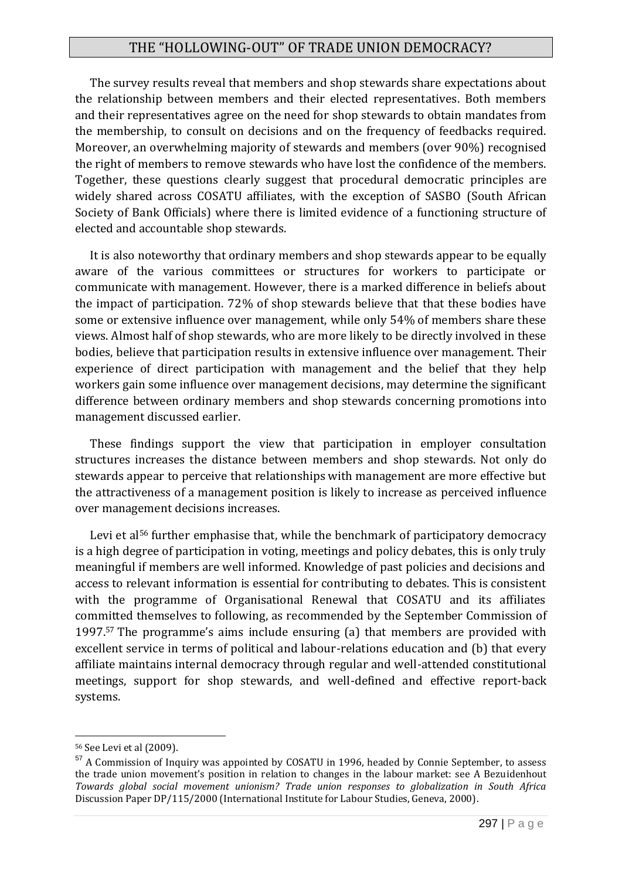The survey results reveal that members and shop stewards share expectations about the relationship between members and their elected representatives. Both members and their representatives agree on the need for shop stewards to obtain mandates from the membership, to consult on decisions and on the frequency of feedbacks required. Moreover, an overwhelming majority of stewards and members (over 90%) recognised the right of members to remove stewards who have lost the confidence of the members. Together, these questions clearly suggest that procedural democratic principles are widely shared across COSATU affiliates, with the exception of SASBO (South African Society of Bank Officials) where there is limited evidence of a functioning structure of elected and accountable shop stewards.

It is also noteworthy that ordinary members and shop stewards appear to be equally aware of the various committees or structures for workers to participate or communicate with management. However, there is a marked difference in beliefs about the impact of participation. 72% of shop stewards believe that that these bodies have some or extensive influence over management, while only 54% of members share these views. Almost half of shop stewards, who are more likely to be directly involved in these bodies, believe that participation results in extensive influence over management. Their experience of direct participation with management and the belief that they help workers gain some influence over management decisions, may determine the significant difference between ordinary members and shop stewards concerning promotions into management discussed earlier.

These findings support the view that participation in employer consultation structures increases the distance between members and shop stewards. Not only do stewards appear to perceive that relationships with management are more effective but the attractiveness of a management position is likely to increase as perceived influence over management decisions increases.

Levi et al[56] further emphasise that, while the benchmark of participatory democracy is a high degree of participation in voting, meetings and policy debates, this is only truly meaningful if members are well informed. Knowledge of past policies and decisions and access to relevant information is essential for contributing to debates. This is consistent with the programme of Organisational Renewal that COSATU and its affiliates committed themselves to following, as recommended by the September Commission of 1997.[57] The programme's aims include ensuring (a) that members are provided with excellent service in terms of political and labour-relations education and (b) that every affiliate maintains internal democracy through regular and well-attended constitutional meetings, support for shop stewards, and well-defined and effective report-back systems.

---

[56] See Levi et al (2009).

[57] A Commission of Inquiry was appointed by COSATU in 1996, headed by Connie September, to assess the trade union movement's position in relation to changes in the labour market: see A Bezuidenhout *Towards global social movement unionism? Trade union responses to globalization in South Africa* Discussion Paper DP/115/2000 (International Institute for Labour Studies, Geneva, 2000).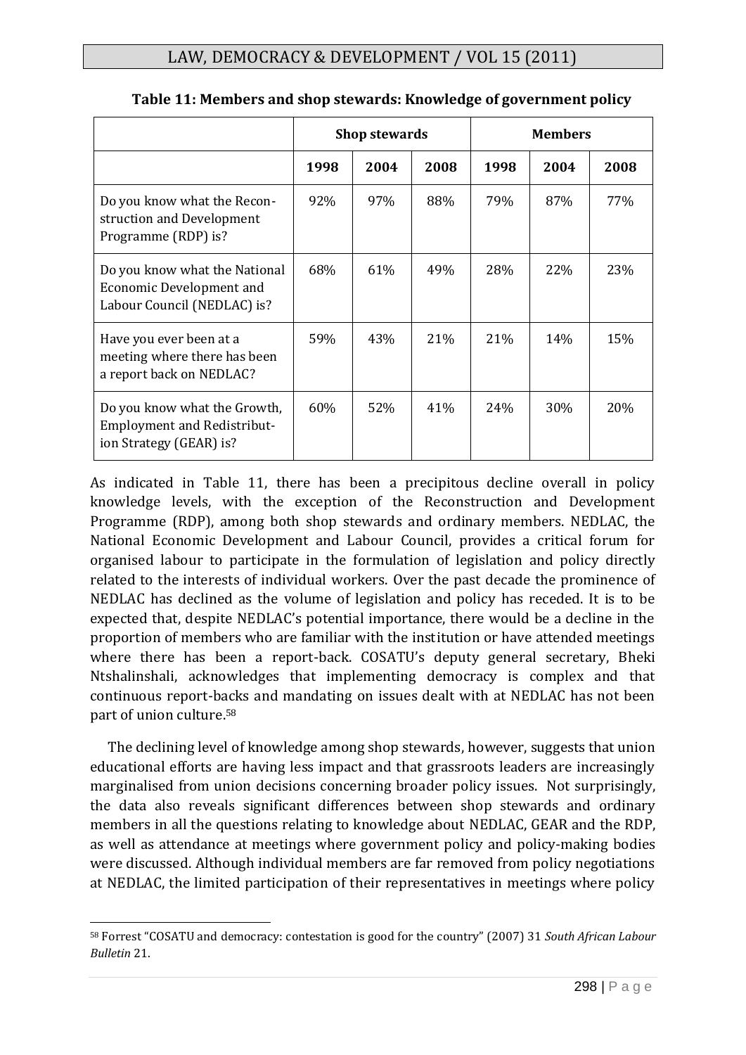**Table 11: Members and shop stewards: Knowledge of government policy**

| | Shop stewards | | | Members | | |
|---|---|---|---|---|---|---|
| | 1998 | 2004 | 2008 | 1998 | 2004 | 2008 |
| Do you know what the Reconstruction and Development Programme (RDP) is? | 92% | 97% | 88% | 79% | 87% | 77% |
| Do you know what the National Economic Development and Labour Council (NEDLAC) is? | 68% | 61% | 49% | 28% | 22% | 23% |
| Have you ever been at a meeting where there has been a report back on NEDLAC? | 59% | 43% | 21% | 21% | 14% | 15% |
| Do you know what the Growth, Employment and Redistribution Strategy (GEAR) is? | 60% | 52% | 41% | 24% | 30% | 20% |

As indicated in Table 11, there has been a precipitous decline overall in policy knowledge levels, with the exception of the Reconstruction and Development Programme (RDP), among both shop stewards and ordinary members. NEDLAC, the National Economic Development and Labour Council, provides a critical forum for organised labour to participate in the formulation of legislation and policy directly related to the interests of individual workers. Over the past decade the prominence of NEDLAC has declined as the volume of legislation and policy has receded. It is to be expected that, despite NEDLAC's potential importance, there would be a decline in the proportion of members who are familiar with the institution or have attended meetings where there has been a report-back. COSATU's deputy general secretary, Bheki Ntshalinshali, acknowledges that implementing democracy is complex and that continuous report-backs and mandating on issues dealt with at NEDLAC has not been part of union culture.[58]

The declining level of knowledge among shop stewards, however, suggests that union educational efforts are having less impact and that grassroots leaders are increasingly marginalised from union decisions concerning broader policy issues. Not surprisingly, the data also reveals significant differences between shop stewards and ordinary members in all the questions relating to knowledge about NEDLAC, GEAR and the RDP, as well as attendance at meetings where government policy and policy-making bodies were discussed. Although individual members are far removed from policy negotiations at NEDLAC, the limited participation of their representatives in meetings where policy

[58] Forrest "COSATU and democracy: contestation is good for the country" (2007) 31 *South African Labour Bulletin* 21.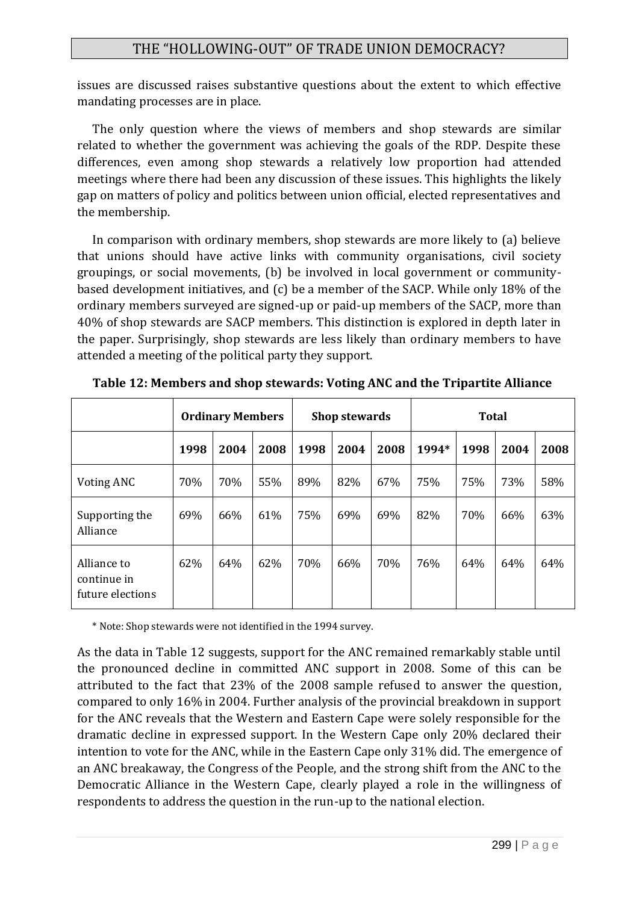issues are discussed raises substantive questions about the extent to which effective mandating processes are in place.

The only question where the views of members and shop stewards are similar related to whether the government was achieving the goals of the RDP. Despite these differences, even among shop stewards a relatively low proportion had attended meetings where there had been any discussion of these issues. This highlights the likely gap on matters of policy and politics between union official, elected representatives and the membership.

In comparison with ordinary members, shop stewards are more likely to (a) believe that unions should have active links with community organisations, civil society groupings, or social movements, (b) be involved in local government or community-based development initiatives, and (c) be a member of the SACP. While only 18% of the ordinary members surveyed are signed-up or paid-up members of the SACP, more than 40% of shop stewards are SACP members. This distinction is explored in depth later in the paper. Surprisingly, shop stewards are less likely than ordinary members to have attended a meeting of the political party they support.

**Table 12: Members and shop stewards: Voting ANC and the Tripartite Alliance**

| | Ordinary Members | | | Shop stewards | | | Total | | | |
|---|---|---|---|---|---|---|---|---|---|---|
| | **1998** | **2004** | **2008** | **1998** | **2004** | **2008** | **1994*** | **1998** | **2004** | **2008** |
| Voting ANC | 70% | 70% | 55% | 89% | 82% | 67% | 75% | 75% | 73% | 58% |
| Supporting the Alliance | 69% | 66% | 61% | 75% | 69% | 69% | 82% | 70% | 66% | 63% |
| Alliance to continue in future elections | 62% | 64% | 62% | 70% | 66% | 70% | 76% | 64% | 64% | 64% |

\* Note: Shop stewards were not identified in the 1994 survey.

As the data in Table 12 suggests, support for the ANC remained remarkably stable until the pronounced decline in committed ANC support in 2008. Some of this can be attributed to the fact that 23% of the 2008 sample refused to answer the question, compared to only 16% in 2004. Further analysis of the provincial breakdown in support for the ANC reveals that the Western and Eastern Cape were solely responsible for the dramatic decline in expressed support. In the Western Cape only 20% declared their intention to vote for the ANC, while in the Eastern Cape only 31% did. The emergence of an ANC breakaway, the Congress of the People, and the strong shift from the ANC to the Democratic Alliance in the Western Cape, clearly played a role in the willingness of respondents to address the question in the run-up to the national election.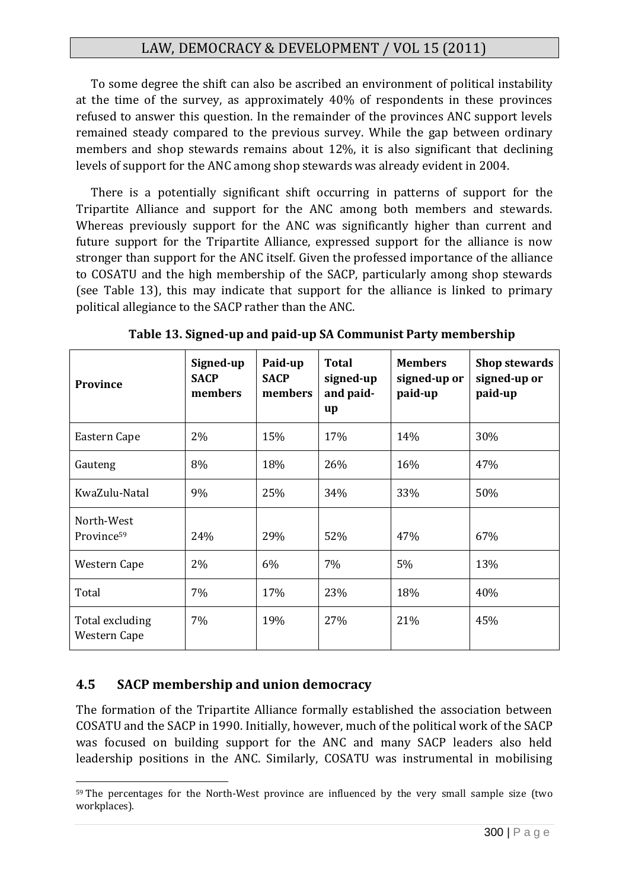To some degree the shift can also be ascribed an environment of political instability at the time of the survey, as approximately 40% of respondents in these provinces refused to answer this question. In the remainder of the provinces ANC support levels remained steady compared to the previous survey. While the gap between ordinary members and shop stewards remains about 12%, it is also significant that declining levels of support for the ANC among shop stewards was already evident in 2004.

There is a potentially significant shift occurring in patterns of support for the Tripartite Alliance and support for the ANC among both members and stewards. Whereas previously support for the ANC was significantly higher than current and future support for the Tripartite Alliance, expressed support for the alliance is now stronger than support for the ANC itself. Given the professed importance of the alliance to COSATU and the high membership of the SACP, particularly among shop stewards (see Table 13), this may indicate that support for the alliance is linked to primary political allegiance to the SACP rather than the ANC.

**Table 13. Signed-up and paid-up SA Communist Party membership**

| Province | Signed-up SACP members | Paid-up SACP members | Total signed-up and paid-up | Members signed-up or paid-up | Shop stewards signed-up or paid-up |
|---|---|---|---|---|---|
| Eastern Cape | 2% | 15% | 17% | 14% | 30% |
| Gauteng | 8% | 18% | 26% | 16% | 47% |
| KwaZulu-Natal | 9% | 25% | 34% | 33% | 50% |
| North-West Province[59] | 24% | 29% | 52% | 47% | 67% |
| Western Cape | 2% | 6% | 7% | 5% | 13% |
| Total | 7% | 17% | 23% | 18% | 40% |
| Total excluding Western Cape | 7% | 19% | 27% | 21% | 45% |

## 4.5 SACP membership and union democracy

The formation of the Tripartite Alliance formally established the association between COSATU and the SACP in 1990. Initially, however, much of the political work of the SACP was focused on building support for the ANC and many SACP leaders also held leadership positions in the ANC. Similarly, COSATU was instrumental in mobilising

[59] The percentages for the North-West province are influenced by the very small sample size (two workplaces).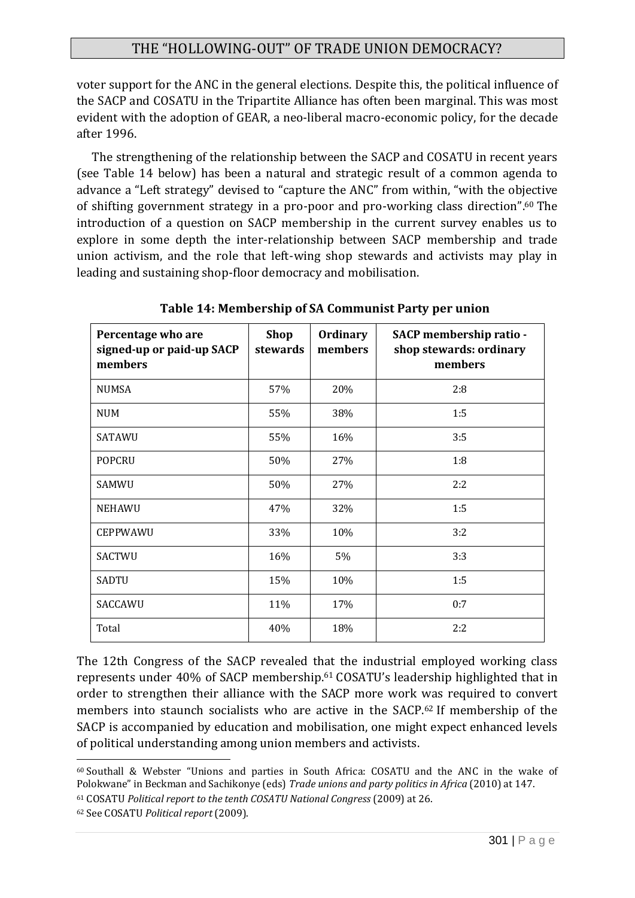voter support for the ANC in the general elections. Despite this, the political influence of the SACP and COSATU in the Tripartite Alliance has often been marginal. This was most evident with the adoption of GEAR, a neo-liberal macro-economic policy, for the decade after 1996.

The strengthening of the relationship between the SACP and COSATU in recent years (see Table 14 below) has been a natural and strategic result of a common agenda to advance a "Left strategy" devised to "capture the ANC" from within, "with the objective of shifting government strategy in a pro-poor and pro-working class direction".[60] The introduction of a question on SACP membership in the current survey enables us to explore in some depth the inter-relationship between SACP membership and trade union activism, and the role that left-wing shop stewards and activists may play in leading and sustaining shop-floor democracy and mobilisation.

**Table 14: Membership of SA Communist Party per union**

| Percentage who are signed-up or paid-up SACP members | Shop stewards | Ordinary members | SACP membership ratio - shop stewards: ordinary members |
|---|---|---|---|
| NUMSA | 57% | 20% | 2:8 |
| NUM | 55% | 38% | 1:5 |
| SATAWU | 55% | 16% | 3:5 |
| POPCRU | 50% | 27% | 1:8 |
| SAMWU | 50% | 27% | 2:2 |
| NEHAWU | 47% | 32% | 1:5 |
| CEPPWAWU | 33% | 10% | 3:2 |
| SACTWU | 16% | 5% | 3:3 |
| SADTU | 15% | 10% | 1:5 |
| SACCAWU | 11% | 17% | 0:7 |
| Total | 40% | 18% | 2:2 |

The 12th Congress of the SACP revealed that the industrial employed working class represents under 40% of SACP membership.[61] COSATU's leadership highlighted that in order to strengthen their alliance with the SACP more work was required to convert members into staunch socialists who are active in the SACP.[62] If membership of the SACP is accompanied by education and mobilisation, one might expect enhanced levels of political understanding among union members and activists.

---

[60] Southall & Webster "Unions and parties in South Africa: COSATU and the ANC in the wake of Polokwane" in Beckman and Sachikonye (eds) *Trade unions and party politics in Africa* (2010) at 147.

[61] COSATU *Political report to the tenth COSATU National Congress* (2009) at 26.

[62] See COSATU *Political report* (2009).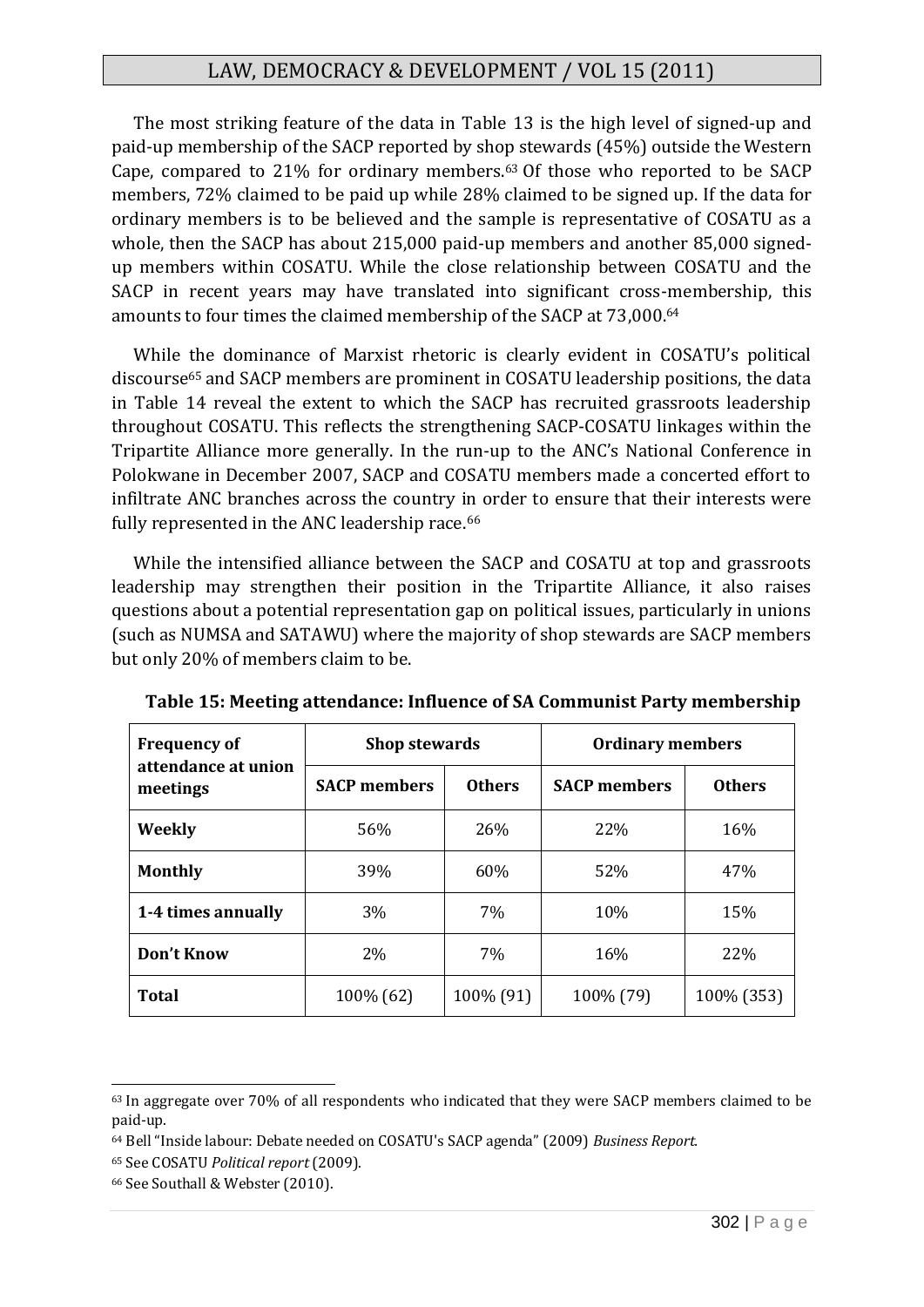The most striking feature of the data in Table 13 is the high level of signed-up and paid-up membership of the SACP reported by shop stewards (45%) outside the Western Cape, compared to 21% for ordinary members.[63] Of those who reported to be SACP members, 72% claimed to be paid up while 28% claimed to be signed up. If the data for ordinary members is to be believed and the sample is representative of COSATU as a whole, then the SACP has about 215,000 paid-up members and another 85,000 signed-up members within COSATU. While the close relationship between COSATU and the SACP in recent years may have translated into significant cross-membership, this amounts to four times the claimed membership of the SACP at 73,000.[64]

While the dominance of Marxist rhetoric is clearly evident in COSATU's political discourse[65] and SACP members are prominent in COSATU leadership positions, the data in Table 14 reveal the extent to which the SACP has recruited grassroots leadership throughout COSATU. This reflects the strengthening SACP-COSATU linkages within the Tripartite Alliance more generally. In the run-up to the ANC's National Conference in Polokwane in December 2007, SACP and COSATU members made a concerted effort to infiltrate ANC branches across the country in order to ensure that their interests were fully represented in the ANC leadership race.[66]

While the intensified alliance between the SACP and COSATU at top and grassroots leadership may strengthen their position in the Tripartite Alliance, it also raises questions about a potential representation gap on political issues, particularly in unions (such as NUMSA and SATAWU) where the majority of shop stewards are SACP members but only 20% of members claim to be.

**Table 15: Meeting attendance: Influence of SA Communist Party membership**

| Frequency of attendance at union meetings | Shop stewards | | Ordinary members | |
|---|---|---|---|---|
| | SACP members | Others | SACP members | Others |
| **Weekly** | 56% | 26% | 22% | 16% |
| **Monthly** | 39% | 60% | 52% | 47% |
| **1-4 times annually** | 3% | 7% | 10% | 15% |
| **Don't Know** | 2% | 7% | 16% | 22% |
| **Total** | 100% (62) | 100% (91) | 100% (79) | 100% (353) |

---

[63] In aggregate over 70% of all respondents who indicated that they were SACP members claimed to be paid-up.

[64] Bell "Inside labour: Debate needed on COSATU's SACP agenda" (2009) *Business Report*.

[65] See COSATU *Political report* (2009).

[66] See Southall & Webster (2010).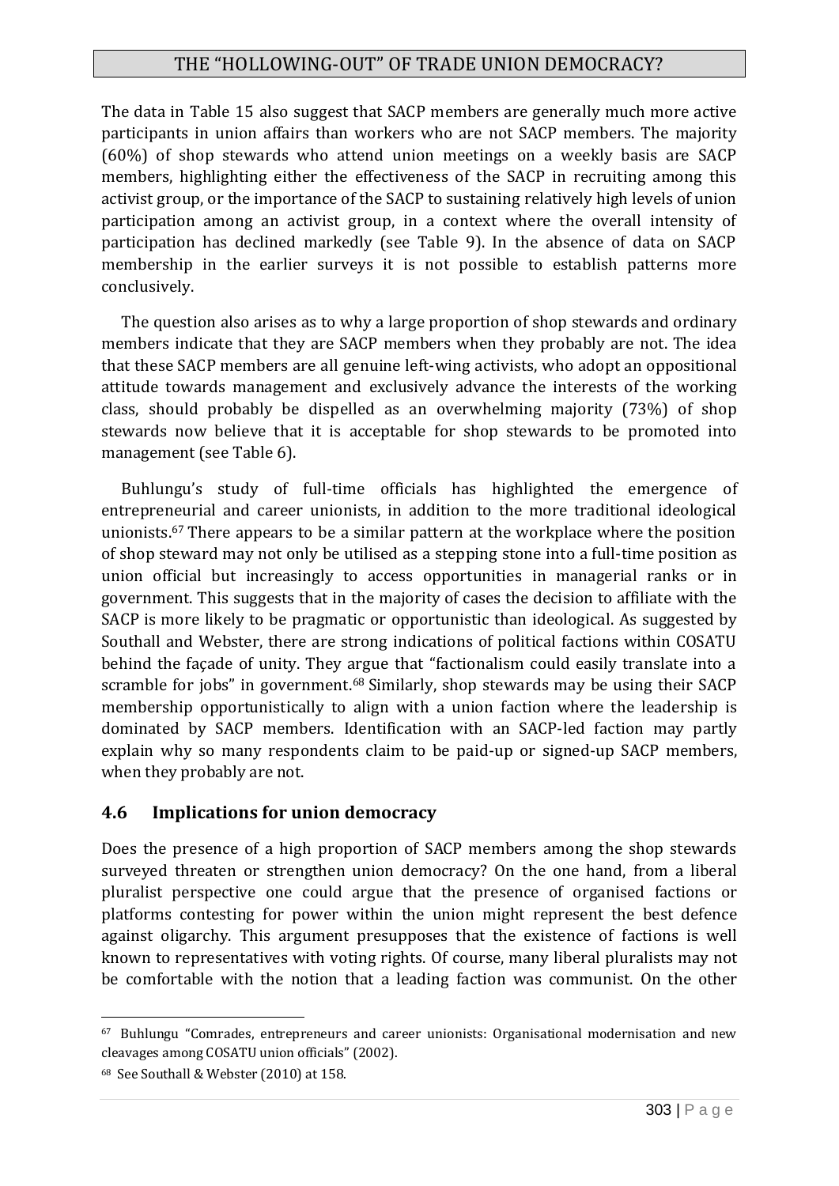The data in Table 15 also suggest that SACP members are generally much more active participants in union affairs than workers who are not SACP members. The majority (60%) of shop stewards who attend union meetings on a weekly basis are SACP members, highlighting either the effectiveness of the SACP in recruiting among this activist group, or the importance of the SACP to sustaining relatively high levels of union participation among an activist group, in a context where the overall intensity of participation has declined markedly (see Table 9). In the absence of data on SACP membership in the earlier surveys it is not possible to establish patterns more conclusively.

The question also arises as to why a large proportion of shop stewards and ordinary members indicate that they are SACP members when they probably are not. The idea that these SACP members are all genuine left-wing activists, who adopt an oppositional attitude towards management and exclusively advance the interests of the working class, should probably be dispelled as an overwhelming majority (73%) of shop stewards now believe that it is acceptable for shop stewards to be promoted into management (see Table 6).

Buhlungu's study of full-time officials has highlighted the emergence of entrepreneurial and career unionists, in addition to the more traditional ideological unionists.[67] There appears to be a similar pattern at the workplace where the position of shop steward may not only be utilised as a stepping stone into a full-time position as union official but increasingly to access opportunities in managerial ranks or in government. This suggests that in the majority of cases the decision to affiliate with the SACP is more likely to be pragmatic or opportunistic than ideological. As suggested by Southall and Webster, there are strong indications of political factions within COSATU behind the façade of unity. They argue that "factionalism could easily translate into a scramble for jobs" in government.[68] Similarly, shop stewards may be using their SACP membership opportunistically to align with a union faction where the leadership is dominated by SACP members. Identification with an SACP-led faction may partly explain why so many respondents claim to be paid-up or signed-up SACP members, when they probably are not.

## 4.6 Implications for union democracy

Does the presence of a high proportion of SACP members among the shop stewards surveyed threaten or strengthen union democracy? On the one hand, from a liberal pluralist perspective one could argue that the presence of organised factions or platforms contesting for power within the union might represent the best defence against oligarchy. This argument presupposes that the existence of factions is well known to representatives with voting rights. Of course, many liberal pluralists may not be comfortable with the notion that a leading faction was communist. On the other

---

[67] Buhlungu "Comrades, entrepreneurs and career unionists: Organisational modernisation and new cleavages among COSATU union officials" (2002).

[68] See Southall & Webster (2010) at 158.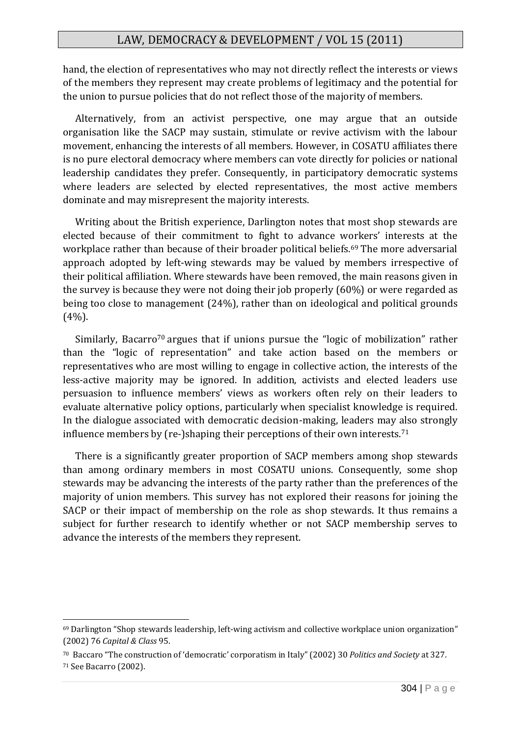hand, the election of representatives who may not directly reflect the interests or views of the members they represent may create problems of legitimacy and the potential for the union to pursue policies that do not reflect those of the majority of members.

Alternatively, from an activist perspective, one may argue that an outside organisation like the SACP may sustain, stimulate or revive activism with the labour movement, enhancing the interests of all members. However, in COSATU affiliates there is no pure electoral democracy where members can vote directly for policies or national leadership candidates they prefer. Consequently, in participatory democratic systems where leaders are selected by elected representatives, the most active members dominate and may misrepresent the majority interests.

Writing about the British experience, Darlington notes that most shop stewards are elected because of their commitment to fight to advance workers' interests at the workplace rather than because of their broader political beliefs.[69] The more adversarial approach adopted by left-wing stewards may be valued by members irrespective of their political affiliation. Where stewards have been removed, the main reasons given in the survey is because they were not doing their job properly (60%) or were regarded as being too close to management (24%), rather than on ideological and political grounds (4%).

Similarly, Bacarro[70] argues that if unions pursue the "logic of mobilization" rather than the "logic of representation" and take action based on the members or representatives who are most willing to engage in collective action, the interests of the less-active majority may be ignored. In addition, activists and elected leaders use persuasion to influence members' views as workers often rely on their leaders to evaluate alternative policy options, particularly when specialist knowledge is required. In the dialogue associated with democratic decision-making, leaders may also strongly influence members by (re-)shaping their perceptions of their own interests.[71]

There is a significantly greater proportion of SACP members among shop stewards than among ordinary members in most COSATU unions. Consequently, some shop stewards may be advancing the interests of the party rather than the preferences of the majority of union members. This survey has not explored their reasons for joining the SACP or their impact of membership on the role as shop stewards. It thus remains a subject for further research to identify whether or not SACP membership serves to advance the interests of the members they represent.

---

[69] Darlington "Shop stewards leadership, left-wing activism and collective workplace union organization" (2002) 76 *Capital & Class* 95.

[70] Baccaro "The construction of 'democratic' corporatism in Italy" (2002) 30 *Politics and Society* at 327.

[71] See Bacarro (2002).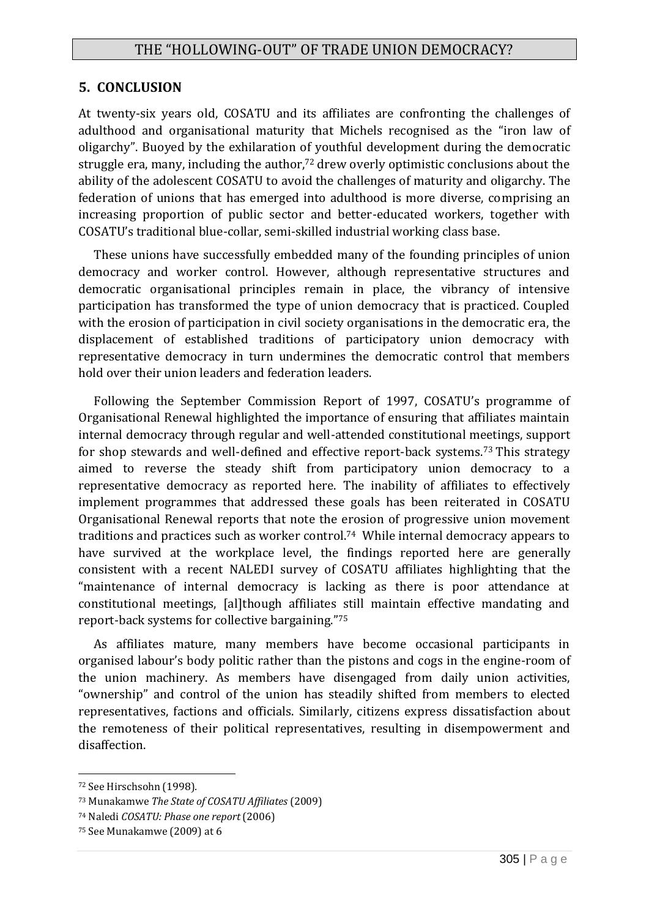## 5. CONCLUSION

At twenty-six years old, COSATU and its affiliates are confronting the challenges of adulthood and organisational maturity that Michels recognised as the "iron law of oligarchy". Buoyed by the exhilaration of youthful development during the democratic struggle era, many, including the author,[72] drew overly optimistic conclusions about the ability of the adolescent COSATU to avoid the challenges of maturity and oligarchy. The federation of unions that has emerged into adulthood is more diverse, comprising an increasing proportion of public sector and better-educated workers, together with COSATU's traditional blue-collar, semi-skilled industrial working class base.

These unions have successfully embedded many of the founding principles of union democracy and worker control. However, although representative structures and democratic organisational principles remain in place, the vibrancy of intensive participation has transformed the type of union democracy that is practiced. Coupled with the erosion of participation in civil society organisations in the democratic era, the displacement of established traditions of participatory union democracy with representative democracy in turn undermines the democratic control that members hold over their union leaders and federation leaders.

Following the September Commission Report of 1997, COSATU's programme of Organisational Renewal highlighted the importance of ensuring that affiliates maintain internal democracy through regular and well-attended constitutional meetings, support for shop stewards and well-defined and effective report-back systems.[73] This strategy aimed to reverse the steady shift from participatory union democracy to a representative democracy as reported here. The inability of affiliates to effectively implement programmes that addressed these goals has been reiterated in COSATU Organisational Renewal reports that note the erosion of progressive union movement traditions and practices such as worker control.[74] While internal democracy appears to have survived at the workplace level, the findings reported here are generally consistent with a recent NALEDI survey of COSATU affiliates highlighting that the "maintenance of internal democracy is lacking as there is poor attendance at constitutional meetings, [al]though affiliates still maintain effective mandating and report-back systems for collective bargaining."[75]

As affiliates mature, many members have become occasional participants in organised labour's body politic rather than the pistons and cogs in the engine-room of the union machinery. As members have disengaged from daily union activities, "ownership" and control of the union has steadily shifted from members to elected representatives, factions and officials. Similarly, citizens express dissatisfaction about the remoteness of their political representatives, resulting in disempowerment and disaffection.

---

[72] See Hirschsohn (1998).

[73] Munakamwe *The State of COSATU Affiliates* (2009)

[74] Naledi *COSATU: Phase one report* (2006)

[75] See Munakamwe (2009) at 6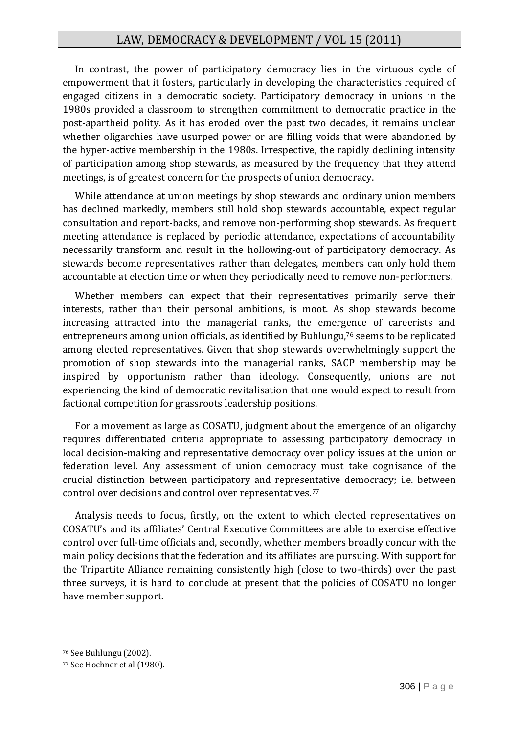In contrast, the power of participatory democracy lies in the virtuous cycle of empowerment that it fosters, particularly in developing the characteristics required of engaged citizens in a democratic society. Participatory democracy in unions in the 1980s provided a classroom to strengthen commitment to democratic practice in the post-apartheid polity. As it has eroded over the past two decades, it remains unclear whether oligarchies have usurped power or are filling voids that were abandoned by the hyper-active membership in the 1980s. Irrespective, the rapidly declining intensity of participation among shop stewards, as measured by the frequency that they attend meetings, is of greatest concern for the prospects of union democracy.

While attendance at union meetings by shop stewards and ordinary union members has declined markedly, members still hold shop stewards accountable, expect regular consultation and report-backs, and remove non-performing shop stewards. As frequent meeting attendance is replaced by periodic attendance, expectations of accountability necessarily transform and result in the hollowing-out of participatory democracy. As stewards become representatives rather than delegates, members can only hold them accountable at election time or when they periodically need to remove non-performers.

Whether members can expect that their representatives primarily serve their interests, rather than their personal ambitions, is moot. As shop stewards become increasing attracted into the managerial ranks, the emergence of careerists and entrepreneurs among union officials, as identified by Buhlungu,[76] seems to be replicated among elected representatives. Given that shop stewards overwhelmingly support the promotion of shop stewards into the managerial ranks, SACP membership may be inspired by opportunism rather than ideology. Consequently, unions are not experiencing the kind of democratic revitalisation that one would expect to result from factional competition for grassroots leadership positions.

For a movement as large as COSATU, judgment about the emergence of an oligarchy requires differentiated criteria appropriate to assessing participatory democracy in local decision-making and representative democracy over policy issues at the union or federation level. Any assessment of union democracy must take cognisance of the crucial distinction between participatory and representative democracy; i.e. between control over decisions and control over representatives.[77]

Analysis needs to focus, firstly, on the extent to which elected representatives on COSATU's and its affiliates' Central Executive Committees are able to exercise effective control over full-time officials and, secondly, whether members broadly concur with the main policy decisions that the federation and its affiliates are pursuing. With support for the Tripartite Alliance remaining consistently high (close to two-thirds) over the past three surveys, it is hard to conclude at present that the policies of COSATU no longer have member support.

---

[76] See Buhlungu (2002).

[77] See Hochner et al (1980).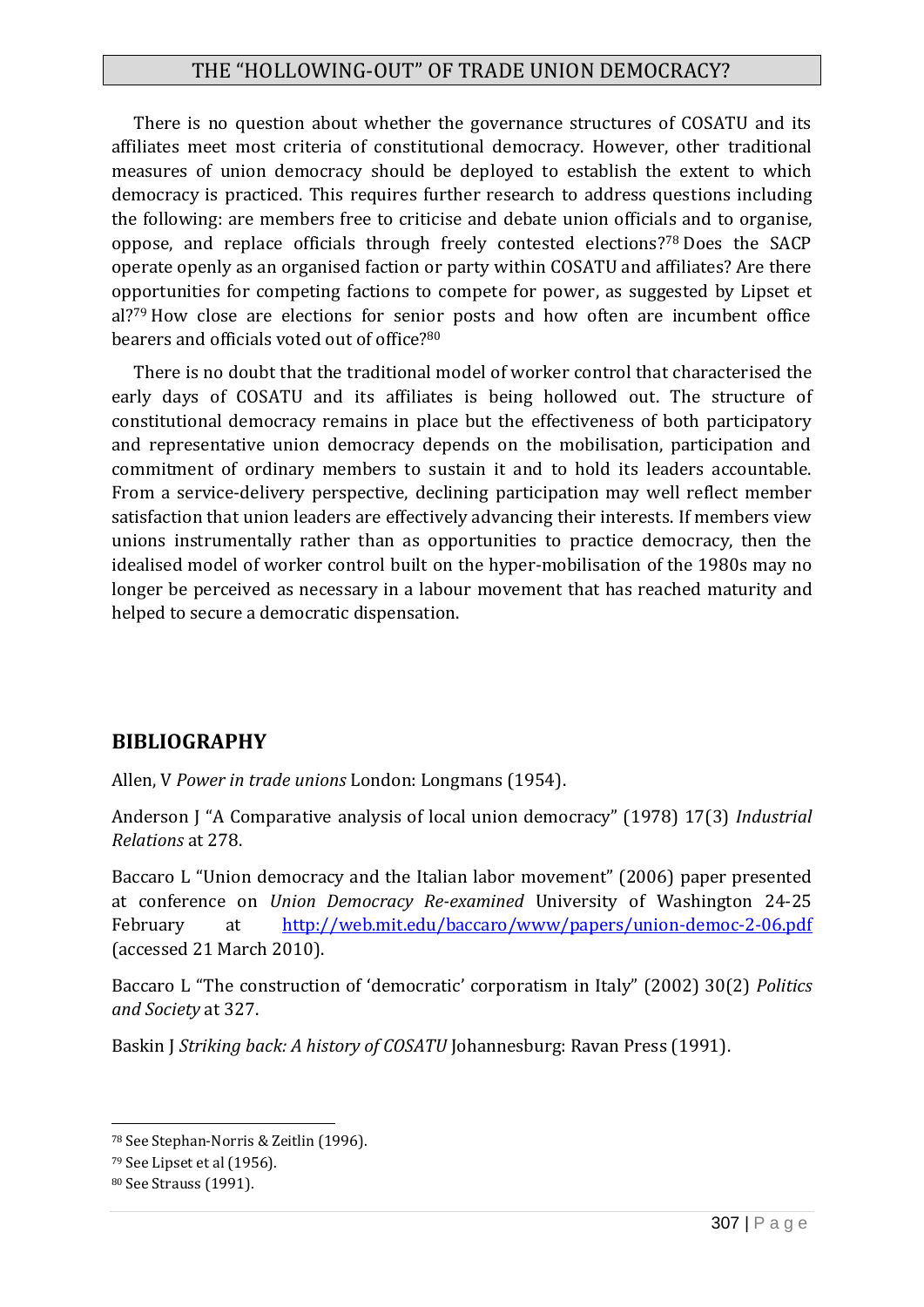There is no question about whether the governance structures of COSATU and its affiliates meet most criteria of constitutional democracy. However, other traditional measures of union democracy should be deployed to establish the extent to which democracy is practiced. This requires further research to address questions including the following: are members free to criticise and debate union officials and to organise, oppose, and replace officials through freely contested elections?[78] Does the SACP operate openly as an organised faction or party within COSATU and affiliates? Are there opportunities for competing factions to compete for power, as suggested by Lipset et al?[79] How close are elections for senior posts and how often are incumbent office bearers and officials voted out of office?[80]

There is no doubt that the traditional model of worker control that characterised the early days of COSATU and its affiliates is being hollowed out. The structure of constitutional democracy remains in place but the effectiveness of both participatory and representative union democracy depends on the mobilisation, participation and commitment of ordinary members to sustain it and to hold its leaders accountable. From a service-delivery perspective, declining participation may well reflect member satisfaction that union leaders are effectively advancing their interests. If members view unions instrumentally rather than as opportunities to practice democracy, then the idealised model of worker control built on the hyper-mobilisation of the 1980s may no longer be perceived as necessary in a labour movement that has reached maturity and helped to secure a democratic dispensation.

## BIBLIOGRAPHY

Allen, V *Power in trade unions* London: Longmans (1954).

Anderson J "A Comparative analysis of local union democracy" (1978) 17(3) *Industrial Relations* at 278.

Baccaro L "Union democracy and the Italian labor movement" (2006) paper presented at conference on *Union Democracy Re-examined* University of Washington 24-25 February at http://web.mit.edu/baccaro/www/papers/union-democ-2-06.pdf (accessed 21 March 2010).

Baccaro L "The construction of 'democratic' corporatism in Italy" (2002) 30(2) *Politics and Society* at 327.

Baskin J *Striking back: A history of COSATU* Johannesburg: Ravan Press (1991).

---

[78] See Stephan-Norris & Zeitlin (1996).

[79] See Lipset et al (1956).

[80] See Strauss (1991).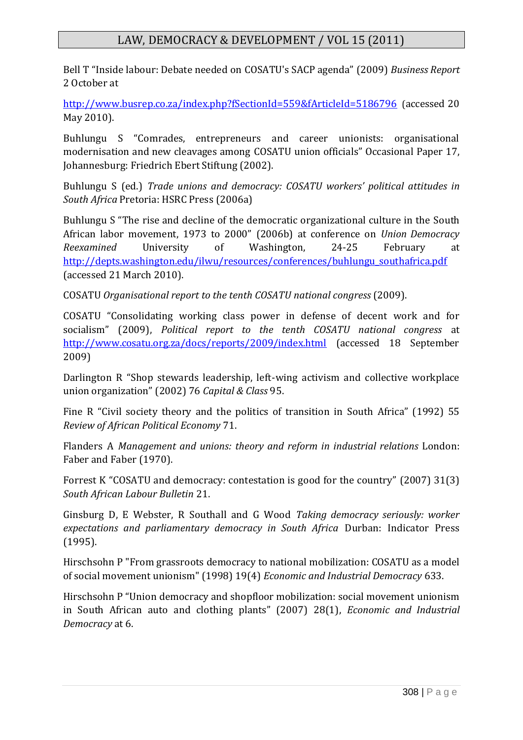Bell T "Inside labour: Debate needed on COSATU's SACP agenda" (2009) *Business Report* 2 October at

http://www.busrep.co.za/index.php?fSectionId=559&fArticleId=5186796 (accessed 20 May 2010).

Buhlungu S "Comrades, entrepreneurs and career unionists: organisational modernisation and new cleavages among COSATU union officials" Occasional Paper 17, Johannesburg: Friedrich Ebert Stiftung (2002).

Buhlungu S (ed.) *Trade unions and democracy: COSATU workers' political attitudes in South Africa* Pretoria: HSRC Press (2006a)

Buhlungu S "The rise and decline of the democratic organizational culture in the South African labor movement, 1973 to 2000" (2006b) at conference on *Union Democracy Reexamined* University of Washington, 24-25 February at http://depts.washington.edu/ilwu/resources/conferences/buhlungu_southafrica.pdf (accessed 21 March 2010).

COSATU *Organisational report to the tenth COSATU national congress* (2009).

COSATU "Consolidating working class power in defense of decent work and for socialism" (2009), *Political report to the tenth COSATU national congress* at http://www.cosatu.org.za/docs/reports/2009/index.html (accessed 18 September 2009)

Darlington R "Shop stewards leadership, left-wing activism and collective workplace union organization" (2002) 76 *Capital & Class* 95.

Fine R "Civil society theory and the politics of transition in South Africa" (1992) 55 *Review of African Political Economy* 71.

Flanders A *Management and unions: theory and reform in industrial relations* London: Faber and Faber (1970).

Forrest K "COSATU and democracy: contestation is good for the country" (2007) 31(3) *South African Labour Bulletin* 21.

Ginsburg D, E Webster, R Southall and G Wood *Taking democracy seriously: worker expectations and parliamentary democracy in South Africa* Durban: Indicator Press (1995).

Hirschsohn P "From grassroots democracy to national mobilization: COSATU as a model of social movement unionism" (1998) 19(4) *Economic and Industrial Democracy* 633.

Hirschsohn P "Union democracy and shopfloor mobilization: social movement unionism in South African auto and clothing plants" (2007) 28(1), *Economic and Industrial Democracy* at 6.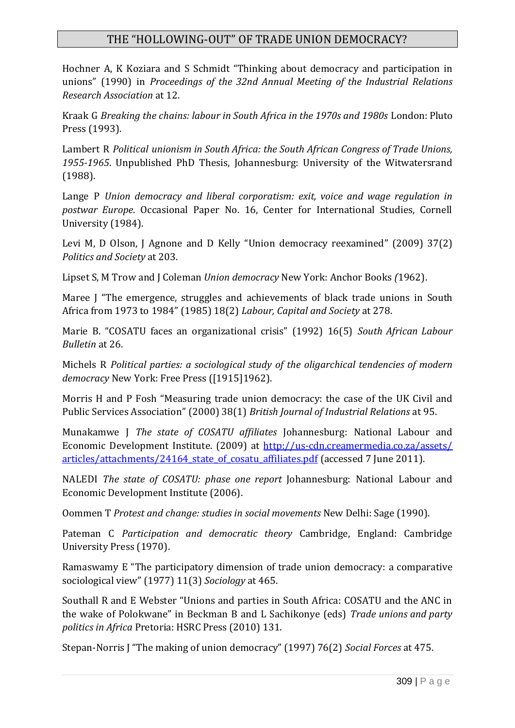Hochner A, K Koziara and S Schmidt "Thinking about democracy and participation in unions" (1990) in *Proceedings of the 32nd Annual Meeting of the Industrial Relations Research Association* at 12.

Kraak G *Breaking the chains: labour in South Africa in the 1970s and 1980s* London: Pluto Press (1993).

Lambert R *Political unionism in South Africa: the South African Congress of Trade Unions, 1955-1965*. Unpublished PhD Thesis, Johannesburg: University of the Witwatersrand (1988).

Lange P *Union democracy and liberal corporatism: exit, voice and wage regulation in postwar Europe*. Occasional Paper No. 16, Center for International Studies, Cornell University (1984).

Levi M, D Olson, J Agnone and D Kelly "Union democracy reexamined" (2009) 37(2) *Politics and Society* at 203.

Lipset S, M Trow and J Coleman *Union democracy* New York: Anchor Books *(*1962).

Maree J "The emergence, struggles and achievements of black trade unions in South Africa from 1973 to 1984" (1985) 18(2) *Labour, Capital and Society* at 278.

Marie B. "COSATU faces an organizational crisis" (1992) 16(5) *South African Labour Bulletin* at 26.

Michels R *Political parties: a sociological study of the oligarchical tendencies of modern democracy* New York: Free Press ([1915]1962).

Morris H and P Fosh "Measuring trade union democracy: the case of the UK Civil and Public Services Association" (2000) 38(1) *British Journal of Industrial Relations* at 95.

Munakamwe J *The state of COSATU affiliates* Johannesburg: National Labour and Economic Development Institute. (2009) at http://us-cdn.creamermedia.co.za/assets/articles/attachments/24164_state_of_cosatu_affiliates.pdf (accessed 7 June 2011).

NALEDI *The state of COSATU: phase one report* Johannesburg: National Labour and Economic Development Institute (2006).

Oommen T *Protest and change: studies in social movements* New Delhi: Sage (1990).

Pateman C *Participation and democratic theory* Cambridge, England: Cambridge University Press (1970).

Ramaswamy E "The participatory dimension of trade union democracy: a comparative sociological view" (1977) 11(3) *Sociology* at 465.

Southall R and E Webster "Unions and parties in South Africa: COSATU and the ANC in the wake of Polokwane" in Beckman B and L Sachikonye (eds) *Trade unions and party politics in Africa* Pretoria: HSRC Press (2010) 131.

Stepan-Norris J "The making of union democracy" (1997) 76(2) *Social Forces* at 475.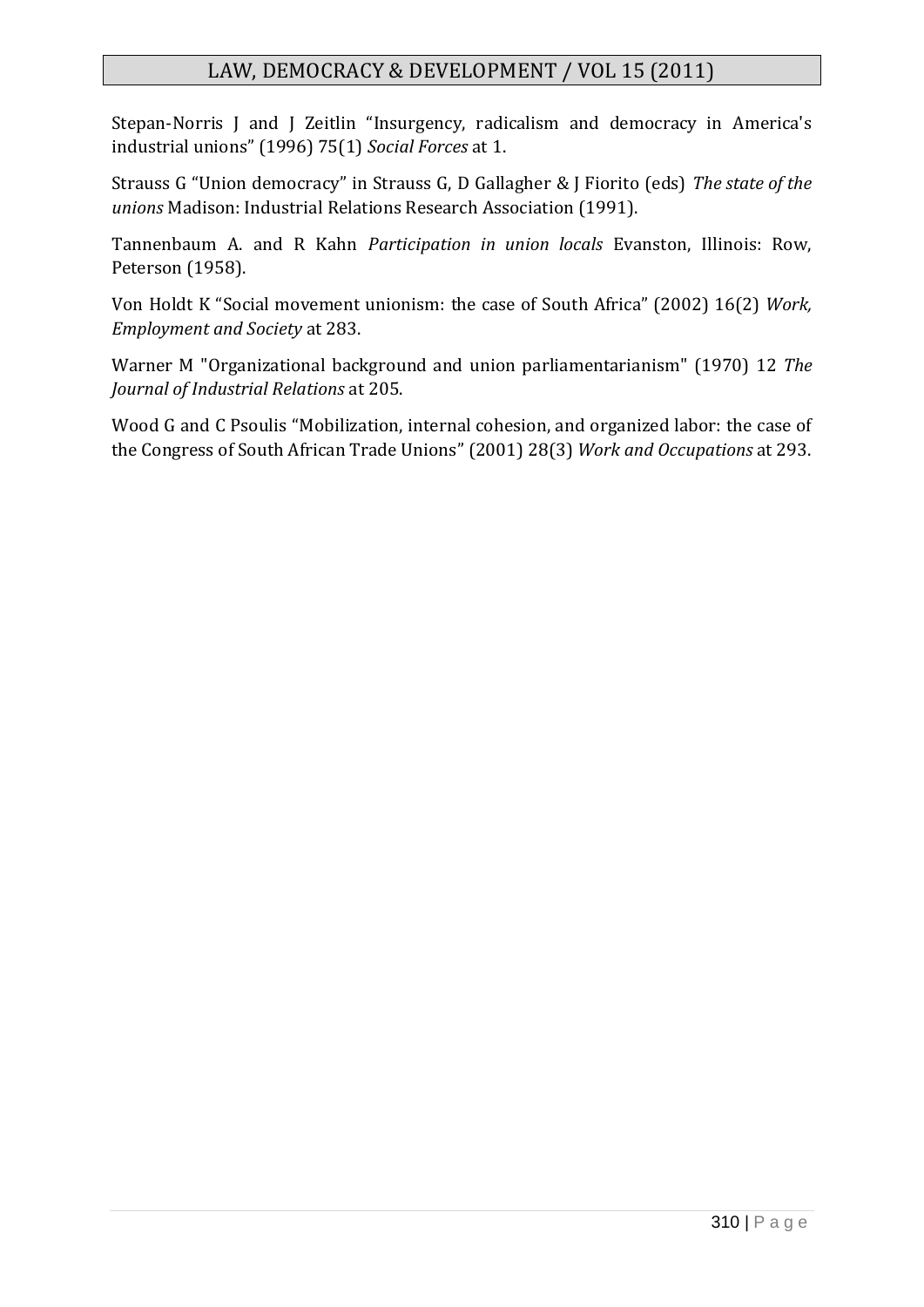Stepan-Norris J and J Zeitlin “Insurgency, radicalism and democracy in America's industrial unions” (1996) 75(1) *Social Forces* at 1.

Strauss G “Union democracy” in Strauss G, D Gallagher & J Fiorito (eds) *The state of the unions* Madison: Industrial Relations Research Association (1991).

Tannenbaum A. and R Kahn *Participation in union locals* Evanston, Illinois: Row, Peterson (1958).

Von Holdt K “Social movement unionism: the case of South Africa” (2002) 16(2) *Work, Employment and Society* at 283.

Warner M "Organizational background and union parliamentarianism" (1970) 12 *The Journal of Industrial Relations* at 205.

Wood G and C Psoulis “Mobilization, internal cohesion, and organized labor: the case of the Congress of South African Trade Unions” (2001) 28(3) *Work and Occupations* at 293.